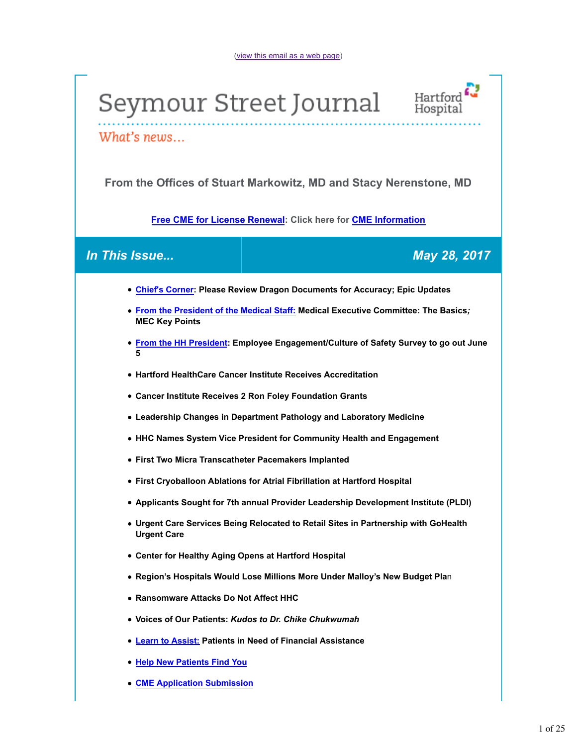(view this email as a web page)

# Seymour Street Journal

Hartford Hospital

*What's news...*

### From the Offices of Stuart Markowitz, MD and Stacy Nerenstone, MD

**Free CME for License Renewal: Click here for CME Information**

## *In This Issue...* — *May 28, 2017*

- **Chief's Corner: Please Review Dragon Documents for Accuracy; Epic Updates**
- **From the President of the Medical Staff: Medical Executive Committee: The Basics*;* MEC Key Points**
- **From the HH President: Employee Engagement/Culture of Safety Survey to go out June 5**
- **Hartford HealthCare Cancer Institute Receives Accreditation**
- **Cancer Institute Receives 2 Ron Foley Foundation Grants**
- **Leadership Changes in Department Pathology and Laboratory Medicine**
- **HHC Names System Vice President for Community Health and Engagement**
- **First Two Micra Transcatheter Pacemakers Implanted**
- **First Cryoballoon Ablations for Atrial Fibrillation at Hartford Hospital**
- **Applicants Sought for 7th annual Provider Leadership Development Institute (PLDI)**
- **Urgent Care Services Being Relocated to Retail Sites in Partnership with GoHealth Urgent Care**
- **Center for Healthy Aging Opens at Hartford Hospital**
- **Region's Hospitals Would Lose Millions More Under Malloy's New Budget Plan**
- **Ransomware Attacks Do Not Affect HHC**
- **Voices of Our Patients: *Kudos to Dr. Chike Chukwumah***
- **Learn to Assist: Patients in Need of Financial Assistance**
- **Help New Patients Find You**
- **CME Application Submission**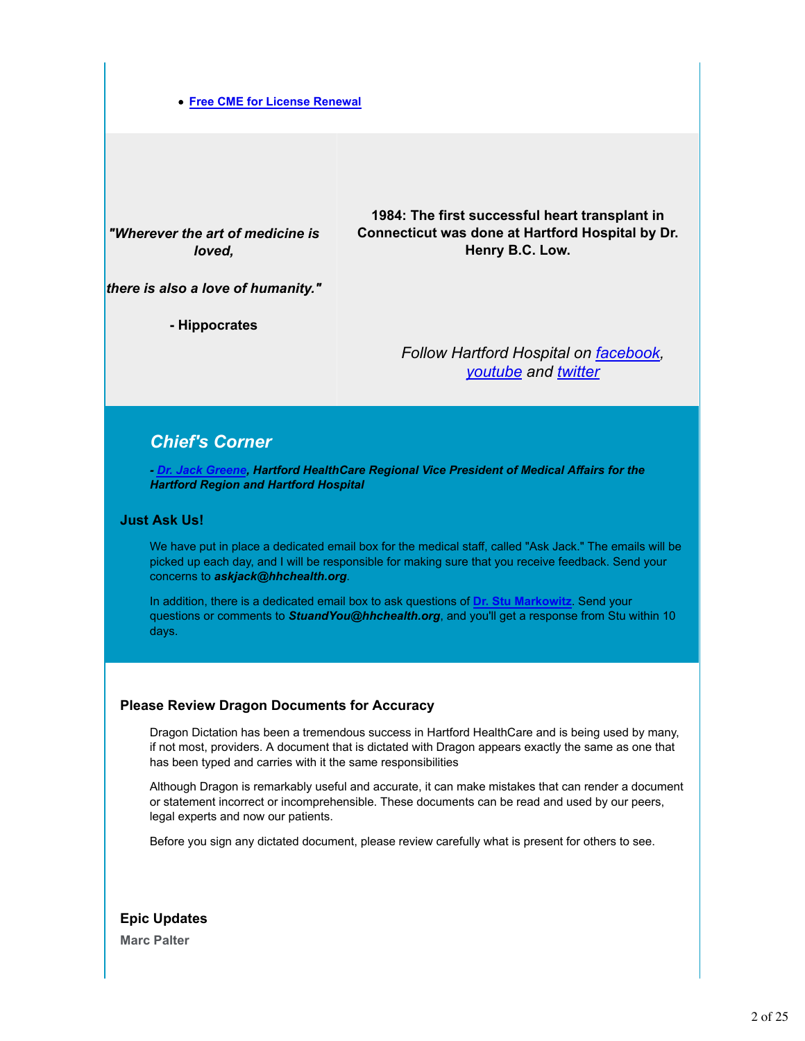- **Free CME for License Renewal**

***"Wherever the art of medicine is loved,***

***there is also a love of humanity."***

**- Hippocrates**

**1984: The first successful heart transplant in Connecticut was done at Hartford Hospital by Dr. Henry B.C. Low.**

*Follow Hartford Hospital on facebook, youtube and twitter*

## *Chief's Corner*

***- Dr. Jack Greene, Hartford HealthCare Regional Vice President of Medical Affairs for the Hartford Region and Hartford Hospital***

### Just Ask Us!

We have put in place a dedicated email box for the medical staff, called "Ask Jack." The emails will be picked up each day, and I will be responsible for making sure that you receive feedback. Send your concerns to ***askjack@hhchealth.org***.

In addition, there is a dedicated email box to ask questions of **Dr. Stu Markowitz**. Send your questions or comments to ***StuandYou@hhchealth.org***, and you'll get a response from Stu within 10 days.

### Please Review Dragon Documents for Accuracy

Dragon Dictation has been a tremendous success in Hartford HealthCare and is being used by many, if not most, providers. A document that is dictated with Dragon appears exactly the same as one that has been typed and carries with it the same responsibilities

Although Dragon is remarkably useful and accurate, it can make mistakes that can render a document or statement incorrect or incomprehensible. These documents can be read and used by our peers, legal experts and now our patients.

Before you sign any dictated document, please review carefully what is present for others to see.

### Epic Updates

**Marc Palter**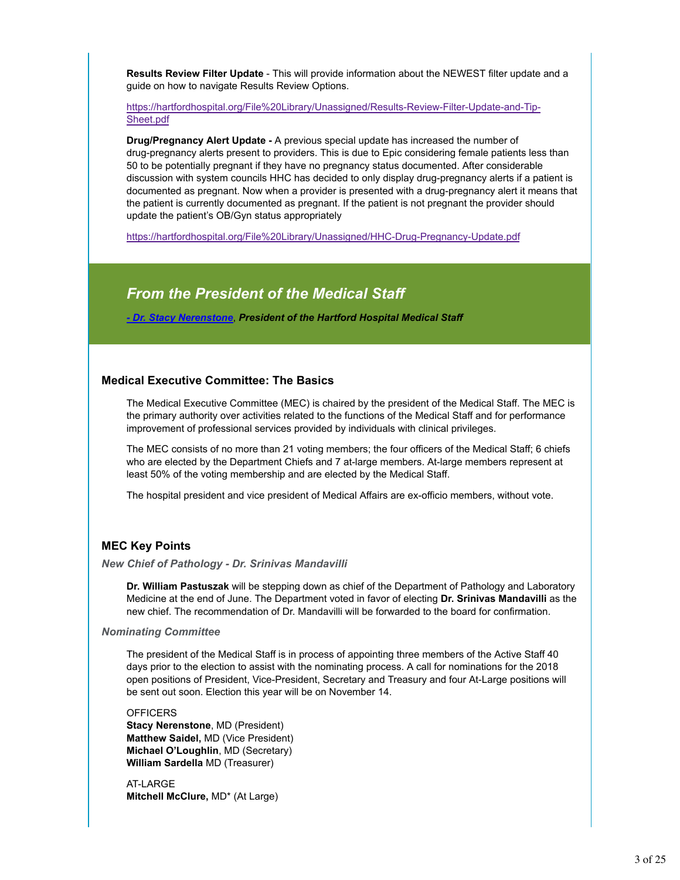**Results Review Filter Update** - This will provide information about the NEWEST filter update and a guide on how to navigate Results Review Options.

https://hartfordhospital.org/File%20Library/Unassigned/Results-Review-Filter-Update-and-Tip-Sheet.pdf

**Drug/Pregnancy Alert Update -** A previous special update has increased the number of drug-pregnancy alerts present to providers. This is due to Epic considering female patients less than 50 to be potentially pregnant if they have no pregnancy status documented. After considerable discussion with system councils HHC has decided to only display drug-pregnancy alerts if a patient is documented as pregnant. Now when a provider is presented with a drug-pregnancy alert it means that the patient is currently documented as pregnant. If the patient is not pregnant the provider should update the patient's OB/Gyn status appropriately

https://hartfordhospital.org/File%20Library/Unassigned/HHC-Drug-Pregnancy-Update.pdf

## *From the President of the Medical Staff*

***- Dr. Stacy Nerenstone, President of the Hartford Hospital Medical Staff***

### Medical Executive Committee: The Basics

The Medical Executive Committee (MEC) is chaired by the president of the Medical Staff. The MEC is the primary authority over activities related to the functions of the Medical Staff and for performance improvement of professional services provided by individuals with clinical privileges.

The MEC consists of no more than 21 voting members; the four officers of the Medical Staff; 6 chiefs who are elected by the Department Chiefs and 7 at-large members. At-large members represent at least 50% of the voting membership and are elected by the Medical Staff.

The hospital president and vice president of Medical Affairs are ex-officio members, without vote.

### MEC Key Points

***New Chief of Pathology - Dr. Srinivas Mandavilli***

**Dr. William Pastuszak** will be stepping down as chief of the Department of Pathology and Laboratory Medicine at the end of June. The Department voted in favor of electing **Dr. Srinivas Mandavilli** as the new chief. The recommendation of Dr. Mandavilli will be forwarded to the board for confirmation.

***Nominating Committee***

The president of the Medical Staff is in process of appointing three members of the Active Staff 40 days prior to the election to assist with the nominating process. A call for nominations for the 2018 open positions of President, Vice-President, Secretary and Treasury and four At-Large positions will be sent out soon. Election this year will be on November 14.

OFFICERS
**Stacy Nerenstone**, MD (President)
**Matthew Saidel,** MD (Vice President)
**Michael O'Loughlin**, MD (Secretary)
**William Sardella** MD (Treasurer)

AT-LARGE
**Mitchell McClure,** MD* (At Large)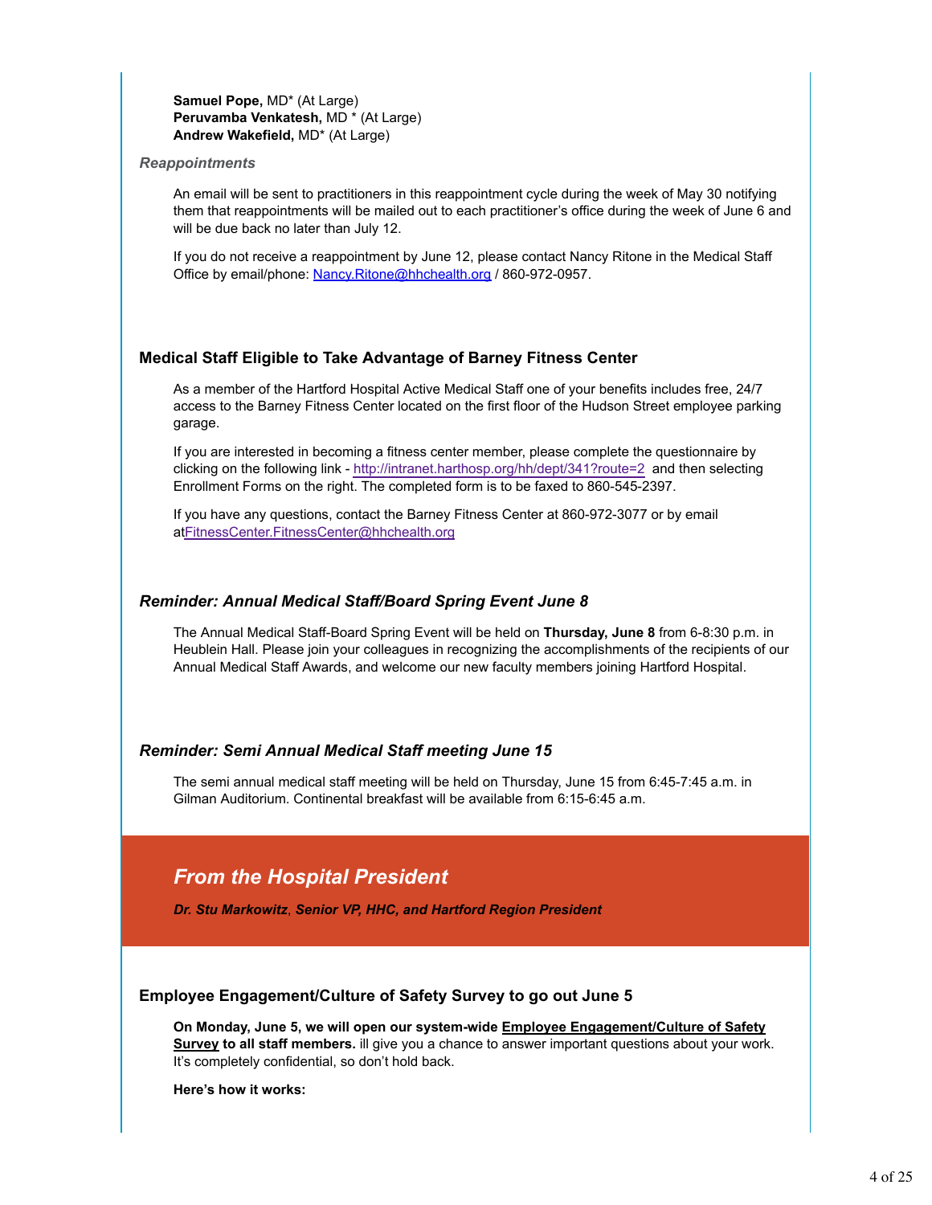**Samuel Pope,** MD* (At Large)
**Peruvamba Venkatesh,** MD * (At Large)
**Andrew Wakefield,** MD* (At Large)

### *Reappointments*

An email will be sent to practitioners in this reappointment cycle during the week of May 30 notifying them that reappointments will be mailed out to each practitioner's office during the week of June 6 and will be due back no later than July 12.

If you do not receive a reappointment by June 12, please contact Nancy Ritone in the Medical Staff Office by email/phone: Nancy.Ritone@hhchealth.org / 860-972-0957.

## Medical Staff Eligible to Take Advantage of Barney Fitness Center

As a member of the Hartford Hospital Active Medical Staff one of your benefits includes free, 24/7 access to the Barney Fitness Center located on the first floor of the Hudson Street employee parking garage.

If you are interested in becoming a fitness center member, please complete the questionnaire by clicking on the following link - http://intranet.harthosp.org/hh/dept/341?route=2 and then selecting Enrollment Forms on the right. The completed form is to be faxed to 860-545-2397.

If you have any questions, contact the Barney Fitness Center at 860-972-3077 or by email atFitnessCenter.FitnessCenter@hhchealth.org

## *Reminder: Annual Medical Staff/Board Spring Event June 8*

The Annual Medical Staff-Board Spring Event will be held on **Thursday, June 8** from 6-8:30 p.m. in Heublein Hall. Please join your colleagues in recognizing the accomplishments of the recipients of our Annual Medical Staff Awards, and welcome our new faculty members joining Hartford Hospital.

## *Reminder: Semi Annual Medical Staff meeting June 15*

The semi annual medical staff meeting will be held on Thursday, June 15 from 6:45-7:45 a.m. in Gilman Auditorium. Continental breakfast will be available from 6:15-6:45 a.m.

# *From the Hospital President*

***Dr. Stu Markowitz, Senior VP, HHC, and Hartford Region President***

## Employee Engagement/Culture of Safety Survey to go out June 5

**On Monday, June 5, we will open our system-wide Employee Engagement/Culture of Safety Survey to all staff members.** ill give you a chance to answer important questions about your work. It's completely confidential, so don't hold back.

**Here's how it works:**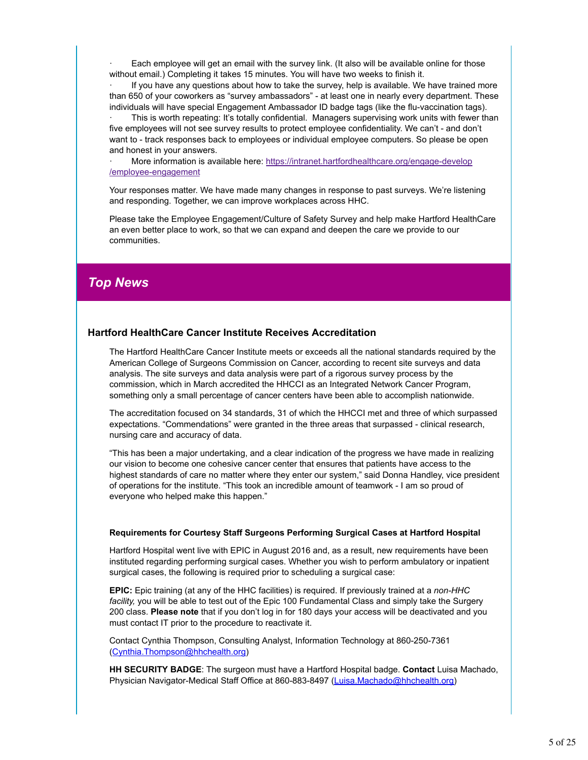- Each employee will get an email with the survey link. (It also will be available online for those without email.) Completing it takes 15 minutes. You will have two weeks to finish it.
- If you have any questions about how to take the survey, help is available. We have trained more than 650 of your coworkers as "survey ambassadors" - at least one in nearly every department. These individuals will have special Engagement Ambassador ID badge tags (like the flu-vaccination tags).
- This is worth repeating: It's totally confidential. Managers supervising work units with fewer than five employees will not see survey results to protect employee confidentiality. We can't - and don't want to - track responses back to employees or individual employee computers. So please be open and honest in your answers.
- More information is available here: [https://intranet.hartfordhealthcare.org/engage-develop/employee-engagement](https://intranet.hartfordhealthcare.org/engage-develop/employee-engagement)

Your responses matter. We have made many changes in response to past surveys. We're listening and responding. Together, we can improve workplaces across HHC.

Please take the Employee Engagement/Culture of Safety Survey and help make Hartford HealthCare an even better place to work, so that we can expand and deepen the care we provide to our communities.

## *Top News*

### Hartford HealthCare Cancer Institute Receives Accreditation

The Hartford HealthCare Cancer Institute meets or exceeds all the national standards required by the American College of Surgeons Commission on Cancer, according to recent site surveys and data analysis. The site surveys and data analysis were part of a rigorous survey process by the commission, which in March accredited the HHCCI as an Integrated Network Cancer Program, something only a small percentage of cancer centers have been able to accomplish nationwide.

The accreditation focused on 34 standards, 31 of which the HHCCI met and three of which surpassed expectations. "Commendations" were granted in the three areas that surpassed - clinical research, nursing care and accuracy of data.

"This has been a major undertaking, and a clear indication of the progress we have made in realizing our vision to become one cohesive cancer center that ensures that patients have access to the highest standards of care no matter where they enter our system," said Donna Handley, vice president of operations for the institute. "This took an incredible amount of teamwork - I am so proud of everyone who helped make this happen."

#### Requirements for Courtesy Staff Surgeons Performing Surgical Cases at Hartford Hospital

Hartford Hospital went live with EPIC in August 2016 and, as a result, new requirements have been instituted regarding performing surgical cases. Whether you wish to perform ambulatory or inpatient surgical cases, the following is required prior to scheduling a surgical case:

**EPIC:** Epic training (at any of the HHC facilities) is required. If previously trained at a *non-HHC facility,* you will be able to test out of the Epic 100 Fundamental Class and simply take the Surgery 200 class. **Please note** that if you don't log in for 180 days your access will be deactivated and you must contact IT prior to the procedure to reactivate it.

Contact Cynthia Thompson, Consulting Analyst, Information Technology at 860-250-7361 ([Cynthia.Thompson@hhchealth.org](mailto:Cynthia.Thompson@hhchealth.org))

**HH SECURITY BADGE**: The surgeon must have a Hartford Hospital badge. **Contact** Luisa Machado, Physician Navigator-Medical Staff Office at 860-883-8497 ([Luisa.Machado@hhchealth.org](mailto:Luisa.Machado@hhchealth.org))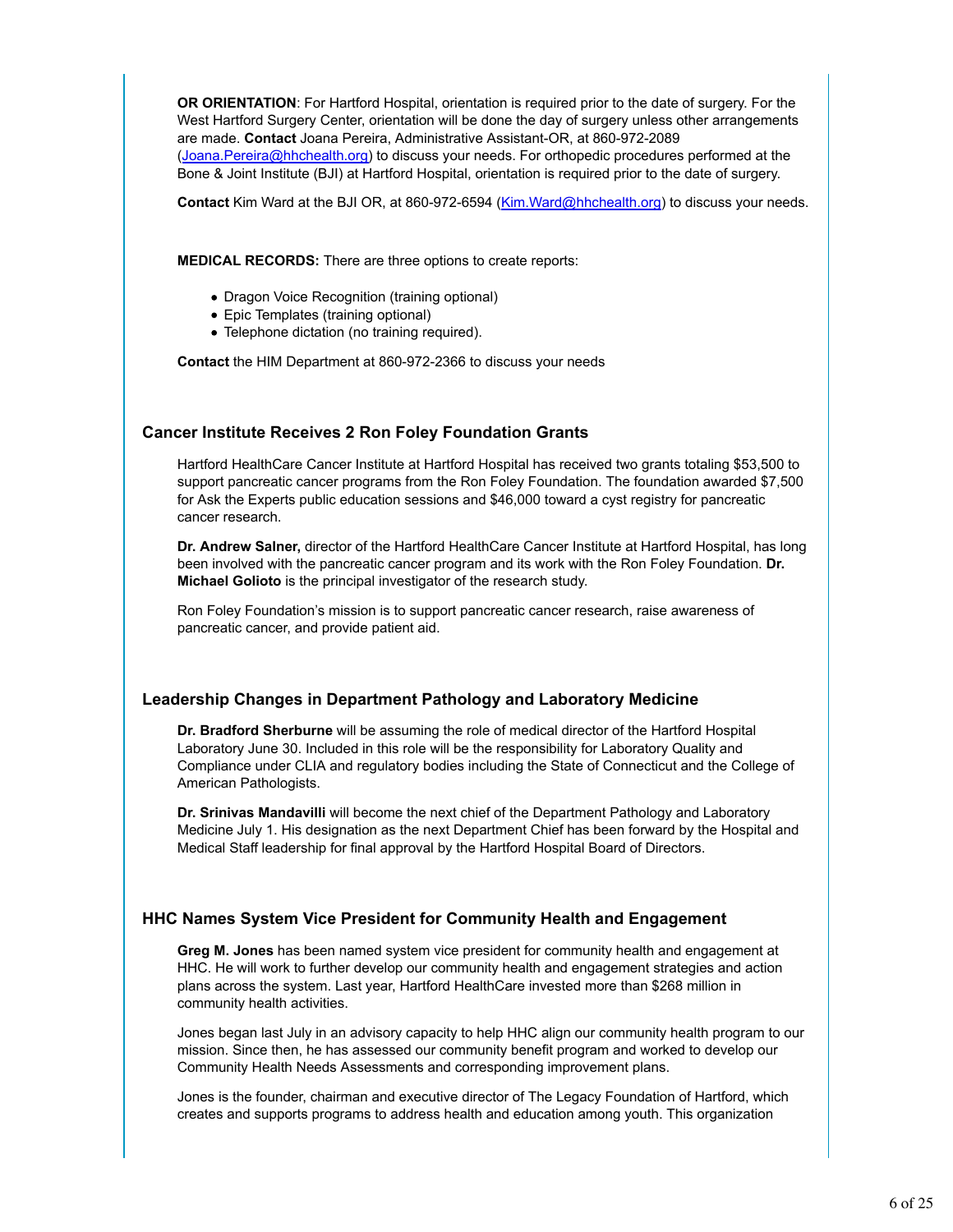**OR ORIENTATION**: For Hartford Hospital, orientation is required prior to the date of surgery. For the West Hartford Surgery Center, orientation will be done the day of surgery unless other arrangements are made. **Contact** Joana Pereira, Administrative Assistant-OR, at 860-972-2089 (Joana.Pereira@hhchealth.org) to discuss your needs. For orthopedic procedures performed at the Bone & Joint Institute (BJI) at Hartford Hospital, orientation is required prior to the date of surgery.

**Contact** Kim Ward at the BJI OR, at 860-972-6594 (Kim.Ward@hhchealth.org) to discuss your needs.

**MEDICAL RECORDS:** There are three options to create reports:

- Dragon Voice Recognition (training optional)
- Epic Templates (training optional)
- Telephone dictation (no training required).

**Contact** the HIM Department at 860-972-2366 to discuss your needs

### Cancer Institute Receives 2 Ron Foley Foundation Grants

Hartford HealthCare Cancer Institute at Hartford Hospital has received two grants totaling $53,500 to support pancreatic cancer programs from the Ron Foley Foundation. The foundation awarded $7,500 for Ask the Experts public education sessions and $46,000 toward a cyst registry for pancreatic cancer research.

**Dr. Andrew Salner,** director of the Hartford HealthCare Cancer Institute at Hartford Hospital, has long been involved with the pancreatic cancer program and its work with the Ron Foley Foundation. **Dr. Michael Golioto** is the principal investigator of the research study.

Ron Foley Foundation's mission is to support pancreatic cancer research, raise awareness of pancreatic cancer, and provide patient aid.

### Leadership Changes in Department Pathology and Laboratory Medicine

**Dr. Bradford Sherburne** will be assuming the role of medical director of the Hartford Hospital Laboratory June 30. Included in this role will be the responsibility for Laboratory Quality and Compliance under CLIA and regulatory bodies including the State of Connecticut and the College of American Pathologists.

**Dr. Srinivas Mandavilli** will become the next chief of the Department Pathology and Laboratory Medicine July 1. His designation as the next Department Chief has been forward by the Hospital and Medical Staff leadership for final approval by the Hartford Hospital Board of Directors.

### HHC Names System Vice President for Community Health and Engagement

**Greg M. Jones** has been named system vice president for community health and engagement at HHC. He will work to further develop our community health and engagement strategies and action plans across the system. Last year, Hartford HealthCare invested more than $268 million in community health activities.

Jones began last July in an advisory capacity to help HHC align our community health program to our mission. Since then, he has assessed our community benefit program and worked to develop our Community Health Needs Assessments and corresponding improvement plans.

Jones is the founder, chairman and executive director of The Legacy Foundation of Hartford, which creates and supports programs to address health and education among youth. This organization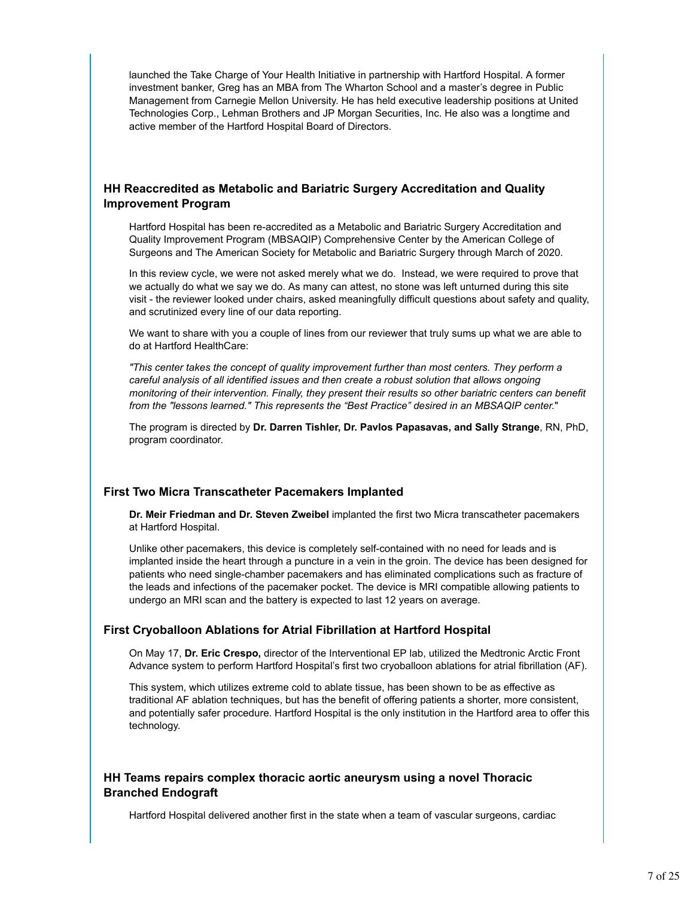launched the Take Charge of Your Health Initiative in partnership with Hartford Hospital. A former investment banker, Greg has an MBA from The Wharton School and a master's degree in Public Management from Carnegie Mellon University. He has held executive leadership positions at United Technologies Corp., Lehman Brothers and JP Morgan Securities, Inc. He also was a longtime and active member of the Hartford Hospital Board of Directors.

### HH Reaccredited as Metabolic and Bariatric Surgery Accreditation and Quality Improvement Program

Hartford Hospital has been re-accredited as a Metabolic and Bariatric Surgery Accreditation and Quality Improvement Program (MBSAQIP) Comprehensive Center by the American College of Surgeons and The American Society for Metabolic and Bariatric Surgery through March of 2020.

In this review cycle, we were not asked merely what we do. Instead, we were required to prove that we actually do what we say we do. As many can attest, no stone was left unturned during this site visit - the reviewer looked under chairs, asked meaningfully difficult questions about safety and quality, and scrutinized every line of our data reporting.

We want to share with you a couple of lines from our reviewer that truly sums up what we are able to do at Hartford HealthCare:

*"This center takes the concept of quality improvement further than most centers. They perform a careful analysis of all identified issues and then create a robust solution that allows ongoing monitoring of their intervention. Finally, they present their results so other bariatric centers can benefit from the "lessons learned." This represents the "Best Practice" desired in an MBSAQIP center.*"

The program is directed by **Dr. Darren Tishler, Dr. Pavlos Papasavas, and Sally Strange**, RN, PhD, program coordinator.

### First Two Micra Transcatheter Pacemakers Implanted

**Dr. Meir Friedman and Dr. Steven Zweibel** implanted the first two Micra transcatheter pacemakers at Hartford Hospital.

Unlike other pacemakers, this device is completely self-contained with no need for leads and is implanted inside the heart through a puncture in a vein in the groin. The device has been designed for patients who need single-chamber pacemakers and has eliminated complications such as fracture of the leads and infections of the pacemaker pocket. The device is MRI compatible allowing patients to undergo an MRI scan and the battery is expected to last 12 years on average.

### First Cryoballoon Ablations for Atrial Fibrillation at Hartford Hospital

On May 17, **Dr. Eric Crespo,** director of the Interventional EP lab, utilized the Medtronic Arctic Front Advance system to perform Hartford Hospital's first two cryoballoon ablations for atrial fibrillation (AF).

This system, which utilizes extreme cold to ablate tissue, has been shown to be as effective as traditional AF ablation techniques, but has the benefit of offering patients a shorter, more consistent, and potentially safer procedure. Hartford Hospital is the only institution in the Hartford area to offer this technology.

### HH Teams repairs complex thoracic aortic aneurysm using a novel Thoracic Branched Endograft

Hartford Hospital delivered another first in the state when a team of vascular surgeons, cardiac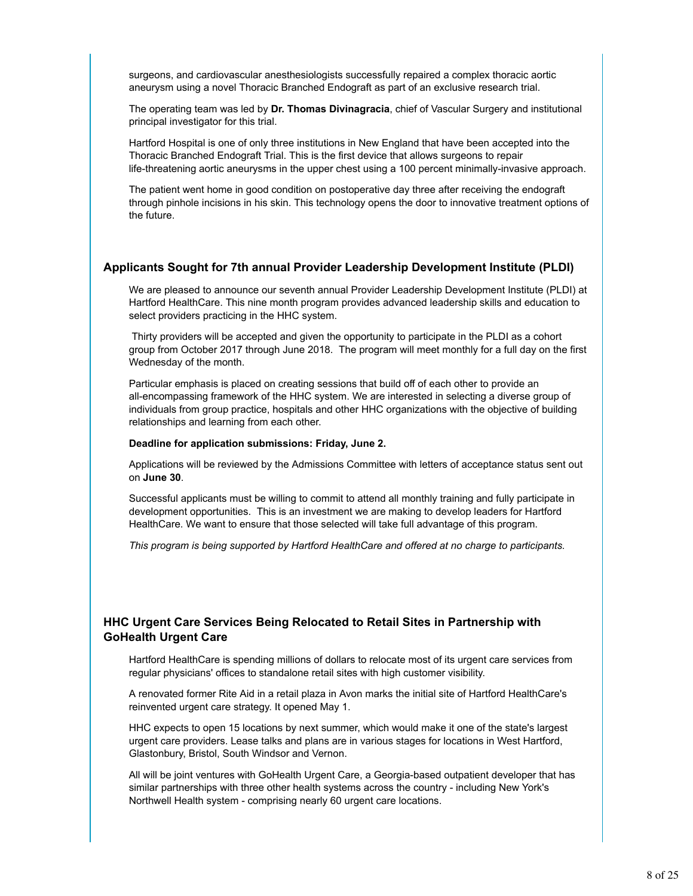surgeons, and cardiovascular anesthesiologists successfully repaired a complex thoracic aortic aneurysm using a novel Thoracic Branched Endograft as part of an exclusive research trial.

The operating team was led by **Dr. Thomas Divinagracia**, chief of Vascular Surgery and institutional principal investigator for this trial.

Hartford Hospital is one of only three institutions in New England that have been accepted into the Thoracic Branched Endograft Trial. This is the first device that allows surgeons to repair life-threatening aortic aneurysms in the upper chest using a 100 percent minimally-invasive approach.

The patient went home in good condition on postoperative day three after receiving the endograft through pinhole incisions in his skin. This technology opens the door to innovative treatment options of the future.

### Applicants Sought for 7th annual Provider Leadership Development Institute (PLDI)

We are pleased to announce our seventh annual Provider Leadership Development Institute (PLDI) at Hartford HealthCare. This nine month program provides advanced leadership skills and education to select providers practicing in the HHC system.

Thirty providers will be accepted and given the opportunity to participate in the PLDI as a cohort group from October 2017 through June 2018. The program will meet monthly for a full day on the first Wednesday of the month.

Particular emphasis is placed on creating sessions that build off of each other to provide an all-encompassing framework of the HHC system. We are interested in selecting a diverse group of individuals from group practice, hospitals and other HHC organizations with the objective of building relationships and learning from each other.

**Deadline for application submissions: Friday, June 2.**

Applications will be reviewed by the Admissions Committee with letters of acceptance status sent out on **June 30**.

Successful applicants must be willing to commit to attend all monthly training and fully participate in development opportunities. This is an investment we are making to develop leaders for Hartford HealthCare. We want to ensure that those selected will take full advantage of this program.

*This program is being supported by Hartford HealthCare and offered at no charge to participants.*

### HHC Urgent Care Services Being Relocated to Retail Sites in Partnership with GoHealth Urgent Care

Hartford HealthCare is spending millions of dollars to relocate most of its urgent care services from regular physicians' offices to standalone retail sites with high customer visibility.

A renovated former Rite Aid in a retail plaza in Avon marks the initial site of Hartford HealthCare's reinvented urgent care strategy. It opened May 1.

HHC expects to open 15 locations by next summer, which would make it one of the state's largest urgent care providers. Lease talks and plans are in various stages for locations in West Hartford, Glastonbury, Bristol, South Windsor and Vernon.

All will be joint ventures with GoHealth Urgent Care, a Georgia-based outpatient developer that has similar partnerships with three other health systems across the country - including New York's Northwell Health system - comprising nearly 60 urgent care locations.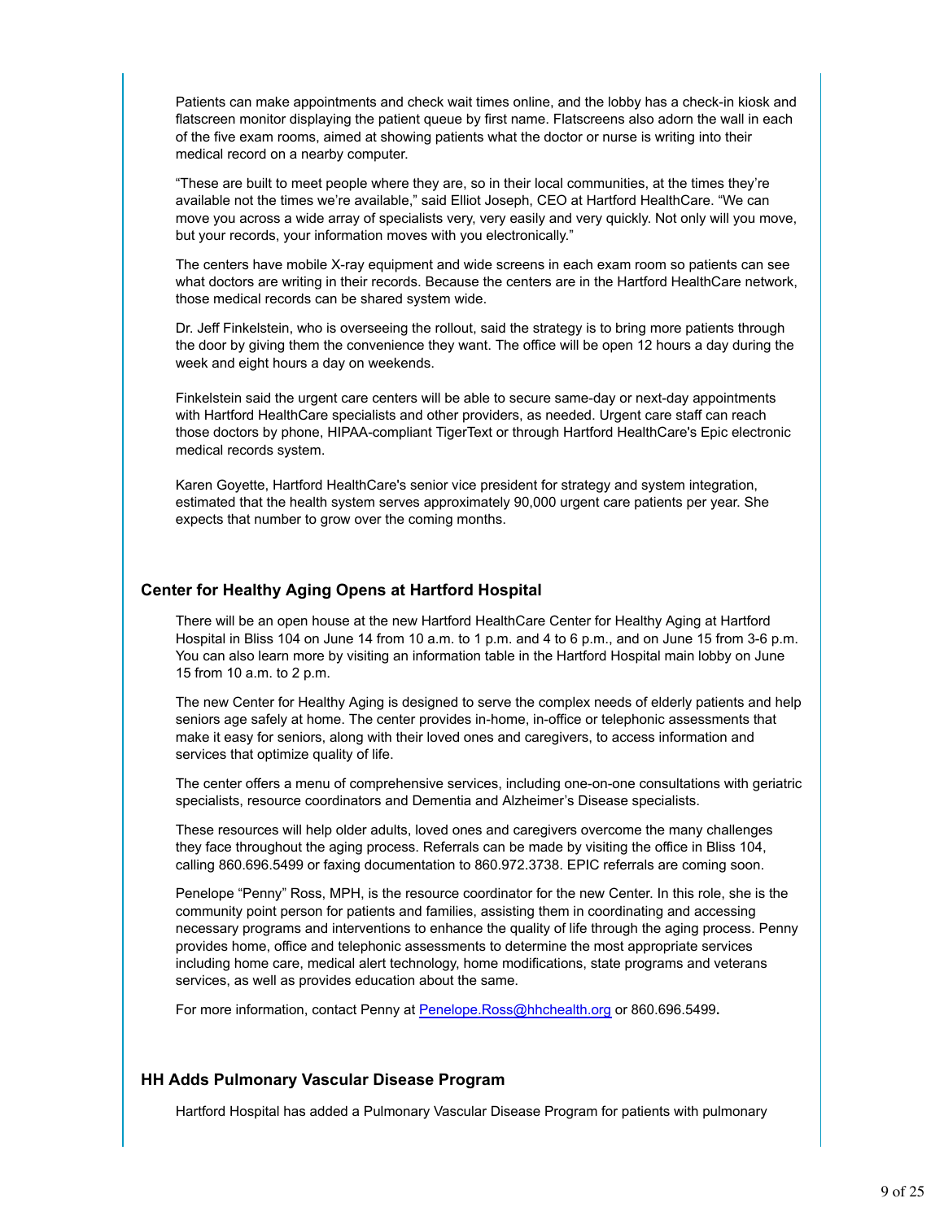Patients can make appointments and check wait times online, and the lobby has a check-in kiosk and flatscreen monitor displaying the patient queue by first name. Flatscreens also adorn the wall in each of the five exam rooms, aimed at showing patients what the doctor or nurse is writing into their medical record on a nearby computer.

“These are built to meet people where they are, so in their local communities, at the times they’re available not the times we’re available,” said Elliot Joseph, CEO at Hartford HealthCare. “We can move you across a wide array of specialists very, very easily and very quickly. Not only will you move, but your records, your information moves with you electronically.”

The centers have mobile X-ray equipment and wide screens in each exam room so patients can see what doctors are writing in their records. Because the centers are in the Hartford HealthCare network, those medical records can be shared system wide.

Dr. Jeff Finkelstein, who is overseeing the rollout, said the strategy is to bring more patients through the door by giving them the convenience they want. The office will be open 12 hours a day during the week and eight hours a day on weekends.

Finkelstein said the urgent care centers will be able to secure same-day or next-day appointments with Hartford HealthCare specialists and other providers, as needed. Urgent care staff can reach those doctors by phone, HIPAA-compliant TigerText or through Hartford HealthCare's Epic electronic medical records system.

Karen Goyette, Hartford HealthCare's senior vice president for strategy and system integration, estimated that the health system serves approximately 90,000 urgent care patients per year. She expects that number to grow over the coming months.

### Center for Healthy Aging Opens at Hartford Hospital

There will be an open house at the new Hartford HealthCare Center for Healthy Aging at Hartford Hospital in Bliss 104 on June 14 from 10 a.m. to 1 p.m. and 4 to 6 p.m., and on June 15 from 3-6 p.m. You can also learn more by visiting an information table in the Hartford Hospital main lobby on June 15 from 10 a.m. to 2 p.m.

The new Center for Healthy Aging is designed to serve the complex needs of elderly patients and help seniors age safely at home. The center provides in-home, in-office or telephonic assessments that make it easy for seniors, along with their loved ones and caregivers, to access information and services that optimize quality of life.

The center offers a menu of comprehensive services, including one-on-one consultations with geriatric specialists, resource coordinators and Dementia and Alzheimer’s Disease specialists.

These resources will help older adults, loved ones and caregivers overcome the many challenges they face throughout the aging process. Referrals can be made by visiting the office in Bliss 104, calling 860.696.5499 or faxing documentation to 860.972.3738. EPIC referrals are coming soon.

Penelope “Penny” Ross, MPH, is the resource coordinator for the new Center. In this role, she is the community point person for patients and families, assisting them in coordinating and accessing necessary programs and interventions to enhance the quality of life through the aging process. Penny provides home, office and telephonic assessments to determine the most appropriate services including home care, medical alert technology, home modifications, state programs and veterans services, as well as provides education about the same.

For more information, contact Penny at Penelope.Ross@hhchealth.org or 860.696.5499**.**

### HH Adds Pulmonary Vascular Disease Program

Hartford Hospital has added a Pulmonary Vascular Disease Program for patients with pulmonary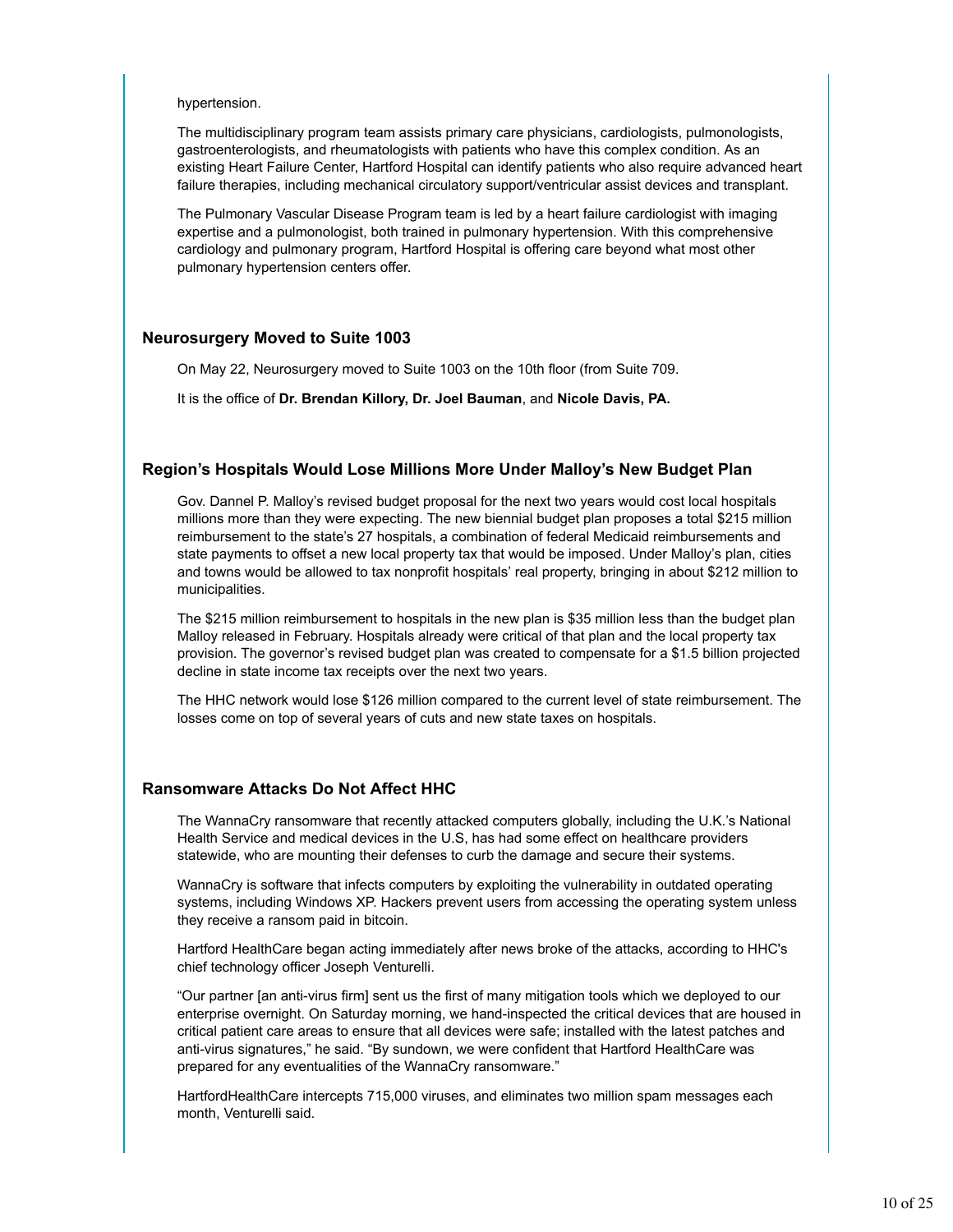hypertension.

The multidisciplinary program team assists primary care physicians, cardiologists, pulmonologists, gastroenterologists, and rheumatologists with patients who have this complex condition. As an existing Heart Failure Center, Hartford Hospital can identify patients who also require advanced heart failure therapies, including mechanical circulatory support/ventricular assist devices and transplant.

The Pulmonary Vascular Disease Program team is led by a heart failure cardiologist with imaging expertise and a pulmonologist, both trained in pulmonary hypertension. With this comprehensive cardiology and pulmonary program, Hartford Hospital is offering care beyond what most other pulmonary hypertension centers offer.

### Neurosurgery Moved to Suite 1003

On May 22, Neurosurgery moved to Suite 1003 on the 10th floor (from Suite 709.

It is the office of **Dr. Brendan Killory, Dr. Joel Bauman**, and **Nicole Davis, PA.**

### Region's Hospitals Would Lose Millions More Under Malloy's New Budget Plan

Gov. Dannel P. Malloy's revised budget proposal for the next two years would cost local hospitals millions more than they were expecting. The new biennial budget plan proposes a total $215 million reimbursement to the state's 27 hospitals, a combination of federal Medicaid reimbursements and state payments to offset a new local property tax that would be imposed. Under Malloy's plan, cities and towns would be allowed to tax nonprofit hospitals' real property, bringing in about $212 million to municipalities.

The $215 million reimbursement to hospitals in the new plan is $35 million less than the budget plan Malloy released in February. Hospitals already were critical of that plan and the local property tax provision. The governor's revised budget plan was created to compensate for a $1.5 billion projected decline in state income tax receipts over the next two years.

The HHC network would lose $126 million compared to the current level of state reimbursement. The losses come on top of several years of cuts and new state taxes on hospitals.

### Ransomware Attacks Do Not Affect HHC

The WannaCry ransomware that recently attacked computers globally, including the U.K.'s National Health Service and medical devices in the U.S, has had some effect on healthcare providers statewide, who are mounting their defenses to curb the damage and secure their systems.

WannaCry is software that infects computers by exploiting the vulnerability in outdated operating systems, including Windows XP. Hackers prevent users from accessing the operating system unless they receive a ransom paid in bitcoin.

Hartford HealthCare began acting immediately after news broke of the attacks, according to HHC's chief technology officer Joseph Venturelli.

"Our partner [an anti-virus firm] sent us the first of many mitigation tools which we deployed to our enterprise overnight. On Saturday morning, we hand-inspected the critical devices that are housed in critical patient care areas to ensure that all devices were safe; installed with the latest patches and anti-virus signatures," he said. "By sundown, we were confident that Hartford HealthCare was prepared for any eventualities of the WannaCry ransomware."

HartfordHealthCare intercepts 715,000 viruses, and eliminates two million spam messages each month, Venturelli said.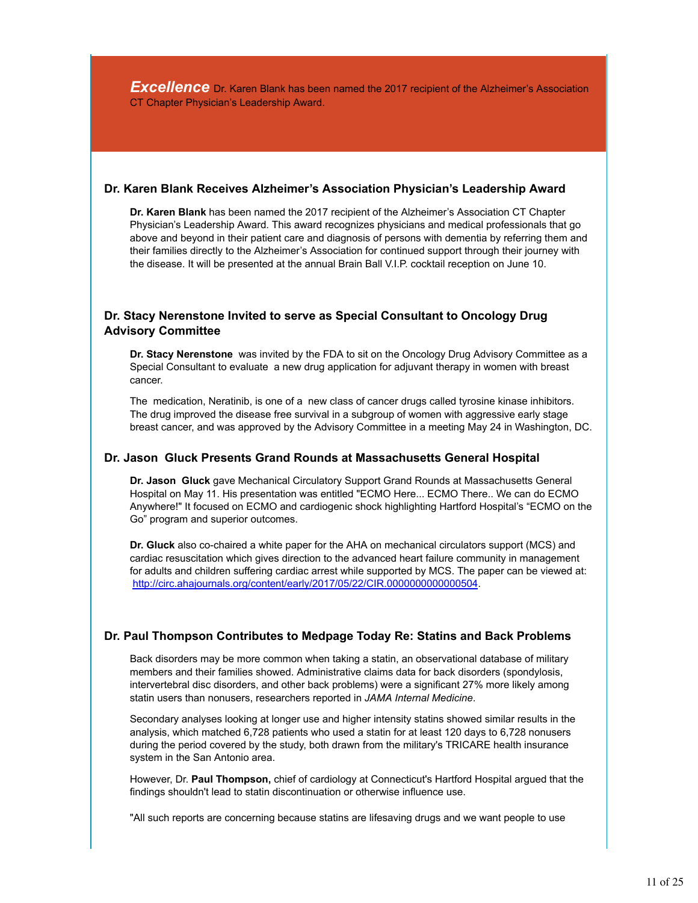***Excellence*** Dr. Karen Blank has been named the 2017 recipient of the Alzheimer's Association CT Chapter Physician's Leadership Award.

### Dr. Karen Blank Receives Alzheimer's Association Physician's Leadership Award

**Dr. Karen Blank** has been named the 2017 recipient of the Alzheimer's Association CT Chapter Physician's Leadership Award. This award recognizes physicians and medical professionals that go above and beyond in their patient care and diagnosis of persons with dementia by referring them and their families directly to the Alzheimer's Association for continued support through their journey with the disease. It will be presented at the annual Brain Ball V.I.P. cocktail reception on June 10.

### Dr. Stacy Nerenstone Invited to serve as Special Consultant to Oncology Drug Advisory Committee

**Dr. Stacy Nerenstone** was invited by the FDA to sit on the Oncology Drug Advisory Committee as a Special Consultant to evaluate a new drug application for adjuvant therapy in women with breast cancer.

The medication, Neratinib, is one of a new class of cancer drugs called tyrosine kinase inhibitors. The drug improved the disease free survival in a subgroup of women with aggressive early stage breast cancer, and was approved by the Advisory Committee in a meeting May 24 in Washington, DC.

### Dr. Jason Gluck Presents Grand Rounds at Massachusetts General Hospital

**Dr. Jason Gluck** gave Mechanical Circulatory Support Grand Rounds at Massachusetts General Hospital on May 11. His presentation was entitled "ECMO Here... ECMO There.. We can do ECMO Anywhere!" It focused on ECMO and cardiogenic shock highlighting Hartford Hospital's "ECMO on the Go" program and superior outcomes.

**Dr. Gluck** also co-chaired a white paper for the AHA on mechanical circulators support (MCS) and cardiac resuscitation which gives direction to the advanced heart failure community in management for adults and children suffering cardiac arrest while supported by MCS. The paper can be viewed at: [http://circ.ahajournals.org/content/early/2017/05/22/CIR.0000000000000504](http://circ.ahajournals.org/content/early/2017/05/22/CIR.0000000000000504).

### Dr. Paul Thompson Contributes to Medpage Today Re: Statins and Back Problems

Back disorders may be more common when taking a statin, an observational database of military members and their families showed. Administrative claims data for back disorders (spondylosis, intervertebral disc disorders, and other back problems) were a significant 27% more likely among statin users than nonusers, researchers reported in *JAMA Internal Medicine*.

Secondary analyses looking at longer use and higher intensity statins showed similar results in the analysis, which matched 6,728 patients who used a statin for at least 120 days to 6,728 nonusers during the period covered by the study, both drawn from the military's TRICARE health insurance system in the San Antonio area.

However, Dr. **Paul Thompson,** chief of cardiology at Connecticut's Hartford Hospital argued that the findings shouldn't lead to statin discontinuation or otherwise influence use.

"All such reports are concerning because statins are lifesaving drugs and we want people to use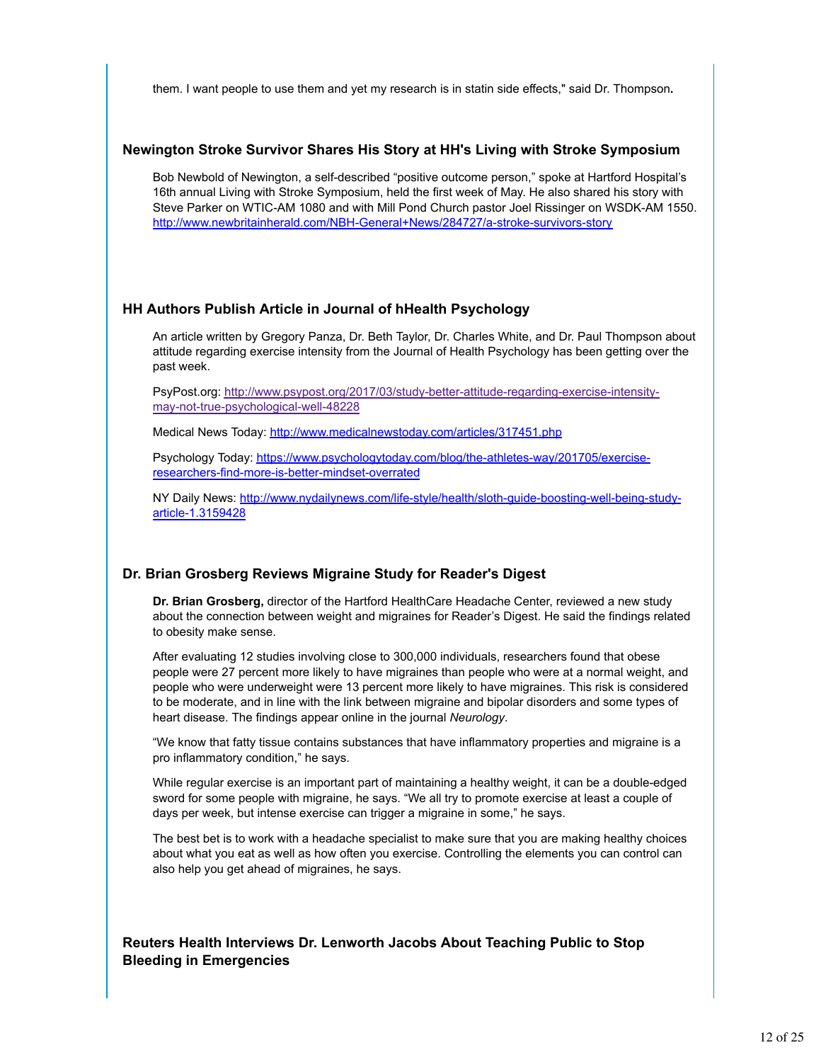them. I want people to use them and yet my research is in statin side effects," said Dr. Thompson**.**

### Newington Stroke Survivor Shares His Story at HH's Living with Stroke Symposium

Bob Newbold of Newington, a self-described “positive outcome person,” spoke at Hartford Hospital’s 16th annual Living with Stroke Symposium, held the first week of May. He also shared his story with Steve Parker on WTIC-AM 1080 and with Mill Pond Church pastor Joel Rissinger on WSDK-AM 1550. http://www.newbritainherald.com/NBH-General+News/284727/a-stroke-survivors-story

### HH Authors Publish Article in Journal of hHealth Psychology

An article written by Gregory Panza, Dr. Beth Taylor, Dr. Charles White, and Dr. Paul Thompson about attitude regarding exercise intensity from the Journal of Health Psychology has been getting over the past week.

PsyPost.org: http://www.psypost.org/2017/03/study-better-attitude-regarding-exercise-intensity-may-not-true-psychological-well-48228

Medical News Today: http://www.medicalnewstoday.com/articles/317451.php

Psychology Today: https://www.psychologytoday.com/blog/the-athletes-way/201705/exercise-researchers-find-more-is-better-mindset-overrated

NY Daily News: http://www.nydailynews.com/life-style/health/sloth-guide-boosting-well-being-study-article-1.3159428

### Dr. Brian Grosberg Reviews Migraine Study for Reader's Digest

**Dr. Brian Grosberg,** director of the Hartford HealthCare Headache Center, reviewed a new study about the connection between weight and migraines for Reader’s Digest. He said the findings related to obesity make sense.

After evaluating 12 studies involving close to 300,000 individuals, researchers found that obese people were 27 percent more likely to have migraines than people who were at a normal weight, and people who were underweight were 13 percent more likely to have migraines. This risk is considered to be moderate, and in line with the link between migraine and bipolar disorders and some types of heart disease. The findings appear online in the journal *Neurology*.

“We know that fatty tissue contains substances that have inflammatory properties and migraine is a pro inflammatory condition,” he says.

While regular exercise is an important part of maintaining a healthy weight, it can be a double-edged sword for some people with migraine, he says. “We all try to promote exercise at least a couple of days per week, but intense exercise can trigger a migraine in some,” he says.

The best bet is to work with a headache specialist to make sure that you are making healthy choices about what you eat as well as how often you exercise. Controlling the elements you can control can also help you get ahead of migraines, he says.

### Reuters Health Interviews Dr. Lenworth Jacobs About Teaching Public to Stop Bleeding in Emergencies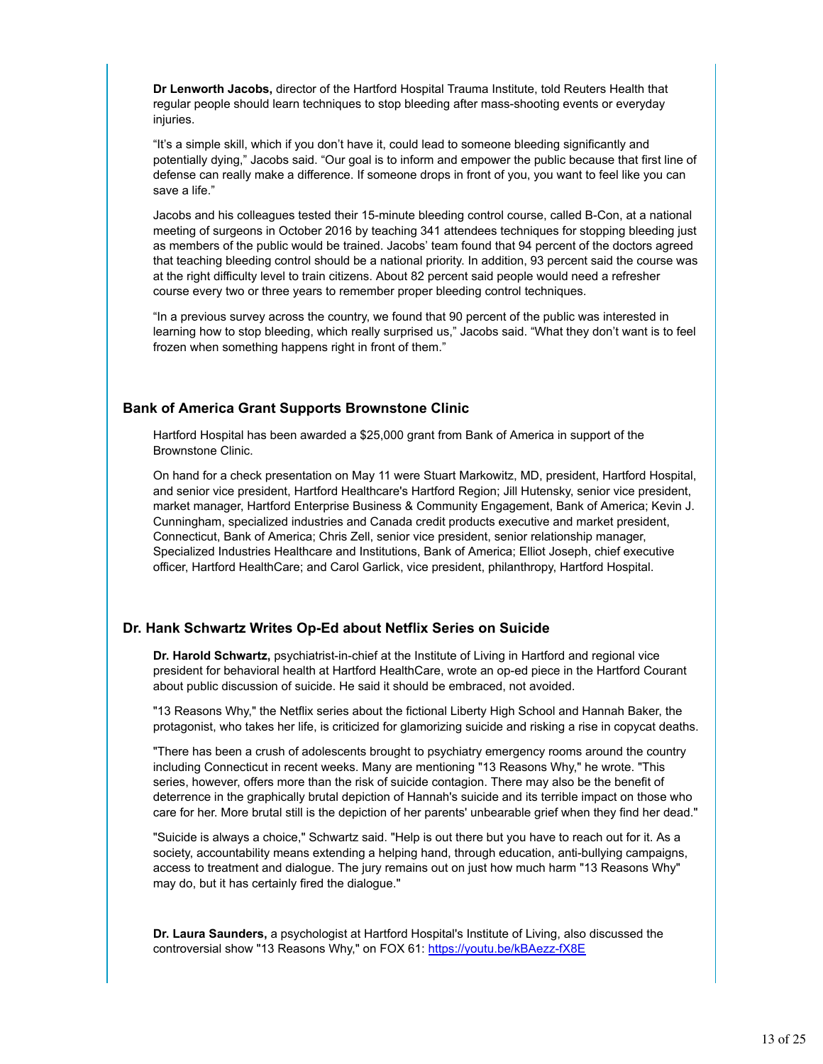**Dr Lenworth Jacobs,** director of the Hartford Hospital Trauma Institute, told Reuters Health that regular people should learn techniques to stop bleeding after mass-shooting events or everyday injuries.

“It’s a simple skill, which if you don’t have it, could lead to someone bleeding significantly and potentially dying,” Jacobs said. “Our goal is to inform and empower the public because that first line of defense can really make a difference. If someone drops in front of you, you want to feel like you can save a life.”

Jacobs and his colleagues tested their 15-minute bleeding control course, called B-Con, at a national meeting of surgeons in October 2016 by teaching 341 attendees techniques for stopping bleeding just as members of the public would be trained. Jacobs’ team found that 94 percent of the doctors agreed that teaching bleeding control should be a national priority. In addition, 93 percent said the course was at the right difficulty level to train citizens. About 82 percent said people would need a refresher course every two or three years to remember proper bleeding control techniques.

“In a previous survey across the country, we found that 90 percent of the public was interested in learning how to stop bleeding, which really surprised us,” Jacobs said. “What they don’t want is to feel frozen when something happens right in front of them.”

### Bank of America Grant Supports Brownstone Clinic

Hartford Hospital has been awarded a $25,000 grant from Bank of America in support of the Brownstone Clinic.

On hand for a check presentation on May 11 were Stuart Markowitz, MD, president, Hartford Hospital, and senior vice president, Hartford Healthcare's Hartford Region; Jill Hutensky, senior vice president, market manager, Hartford Enterprise Business & Community Engagement, Bank of America; Kevin J. Cunningham, specialized industries and Canada credit products executive and market president, Connecticut, Bank of America; Chris Zell, senior vice president, senior relationship manager, Specialized Industries Healthcare and Institutions, Bank of America; Elliot Joseph, chief executive officer, Hartford HealthCare; and Carol Garlick, vice president, philanthropy, Hartford Hospital.

### Dr. Hank Schwartz Writes Op-Ed about Netflix Series on Suicide

**Dr. Harold Schwartz,** psychiatrist-in-chief at the Institute of Living in Hartford and regional vice president for behavioral health at Hartford HealthCare, wrote an op-ed piece in the Hartford Courant about public discussion of suicide. He said it should be embraced, not avoided.

"13 Reasons Why," the Netflix series about the fictional Liberty High School and Hannah Baker, the protagonist, who takes her life, is criticized for glamorizing suicide and risking a rise in copycat deaths.

"There has been a crush of adolescents brought to psychiatry emergency rooms around the country including Connecticut in recent weeks. Many are mentioning "13 Reasons Why," he wrote. "This series, however, offers more than the risk of suicide contagion. There may also be the benefit of deterrence in the graphically brutal depiction of Hannah's suicide and its terrible impact on those who care for her. More brutal still is the depiction of her parents' unbearable grief when they find her dead."

"Suicide is always a choice," Schwartz said. "Help is out there but you have to reach out for it. As a society, accountability means extending a helping hand, through education, anti-bullying campaigns, access to treatment and dialogue. The jury remains out on just how much harm "13 Reasons Why" may do, but it has certainly fired the dialogue."

**Dr. Laura Saunders,** a psychologist at Hartford Hospital's Institute of Living, also discussed the controversial show "13 Reasons Why," on FOX 61: https://youtu.be/kBAezz-fX8E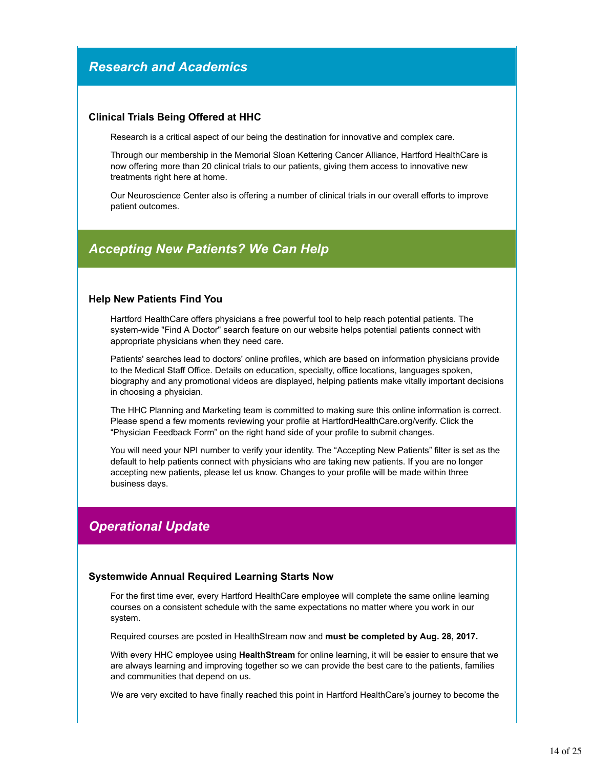## *Research and Academics*

### Clinical Trials Being Offered at HHC

Research is a critical aspect of our being the destination for innovative and complex care.

Through our membership in the Memorial Sloan Kettering Cancer Alliance, Hartford HealthCare is now offering more than 20 clinical trials to our patients, giving them access to innovative new treatments right here at home.

Our Neuroscience Center also is offering a number of clinical trials in our overall efforts to improve patient outcomes.

## *Accepting New Patients? We Can Help*

### Help New Patients Find You

Hartford HealthCare offers physicians a free powerful tool to help reach potential patients. The system-wide "Find A Doctor" search feature on our website helps potential patients connect with appropriate physicians when they need care.

Patients' searches lead to doctors' online profiles, which are based on information physicians provide to the Medical Staff Office. Details on education, specialty, office locations, languages spoken, biography and any promotional videos are displayed, helping patients make vitally important decisions in choosing a physician.

The HHC Planning and Marketing team is committed to making sure this online information is correct. Please spend a few moments reviewing your profile at HartfordHealthCare.org/verify. Click the "Physician Feedback Form" on the right hand side of your profile to submit changes.

You will need your NPI number to verify your identity. The "Accepting New Patients" filter is set as the default to help patients connect with physicians who are taking new patients. If you are no longer accepting new patients, please let us know. Changes to your profile will be made within three business days.

## *Operational Update*

### Systemwide Annual Required Learning Starts Now

For the first time ever, every Hartford HealthCare employee will complete the same online learning courses on a consistent schedule with the same expectations no matter where you work in our system.

Required courses are posted in HealthStream now and **must be completed by Aug. 28, 2017.**

With every HHC employee using **HealthStream** for online learning, it will be easier to ensure that we are always learning and improving together so we can provide the best care to the patients, families and communities that depend on us.

We are very excited to have finally reached this point in Hartford HealthCare's journey to become the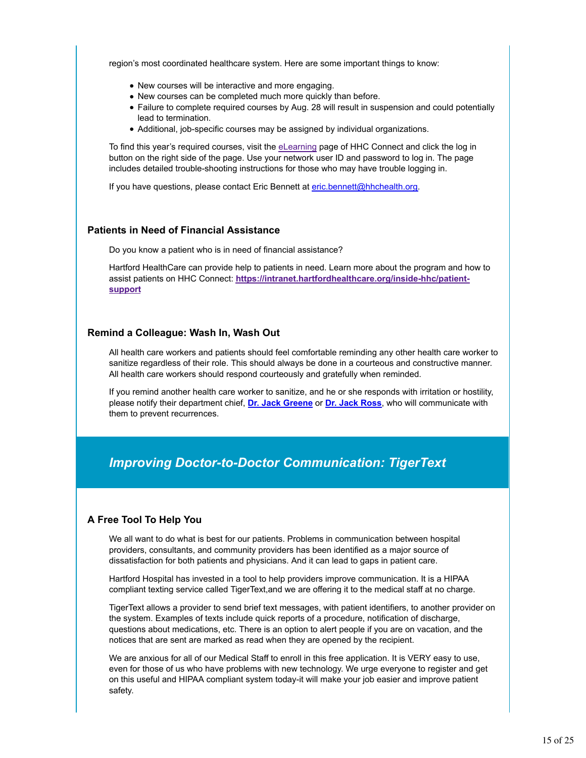region's most coordinated healthcare system. Here are some important things to know:

- New courses will be interactive and more engaging.
- New courses can be completed much more quickly than before.
- Failure to complete required courses by Aug. 28 will result in suspension and could potentially lead to termination.
- Additional, job-specific courses may be assigned by individual organizations.

To find this year's required courses, visit the eLearning page of HHC Connect and click the log in button on the right side of the page. Use your network user ID and password to log in. The page includes detailed trouble-shooting instructions for those who may have trouble logging in.

If you have questions, please contact Eric Bennett at eric.bennett@hhchealth.org.

### Patients in Need of Financial Assistance

Do you know a patient who is in need of financial assistance?

Hartford HealthCare can provide help to patients in need. Learn more about the program and how to assist patients on HHC Connect: **https://intranet.hartfordhealthcare.org/inside-hhc/patient-support**

### Remind a Colleague: Wash In, Wash Out

All health care workers and patients should feel comfortable reminding any other health care worker to sanitize regardless of their role. This should always be done in a courteous and constructive manner. All health care workers should respond courteously and gratefully when reminded.

If you remind another health care worker to sanitize, and he or she responds with irritation or hostility, please notify their department chief, **Dr. Jack Greene** or **Dr. Jack Ross**, who will communicate with them to prevent recurrences.

## *Improving Doctor-to-Doctor Communication: TigerText*

### A Free Tool To Help You

We all want to do what is best for our patients. Problems in communication between hospital providers, consultants, and community providers has been identified as a major source of dissatisfaction for both patients and physicians. And it can lead to gaps in patient care.

Hartford Hospital has invested in a tool to help providers improve communication. It is a HIPAA compliant texting service called TigerText,and we are offering it to the medical staff at no charge.

TigerText allows a provider to send brief text messages, with patient identifiers, to another provider on the system. Examples of texts include quick reports of a procedure, notification of discharge, questions about medications, etc. There is an option to alert people if you are on vacation, and the notices that are sent are marked as read when they are opened by the recipient.

We are anxious for all of our Medical Staff to enroll in this free application. It is VERY easy to use, even for those of us who have problems with new technology. We urge everyone to register and get on this useful and HIPAA compliant system today-it will make your job easier and improve patient safety.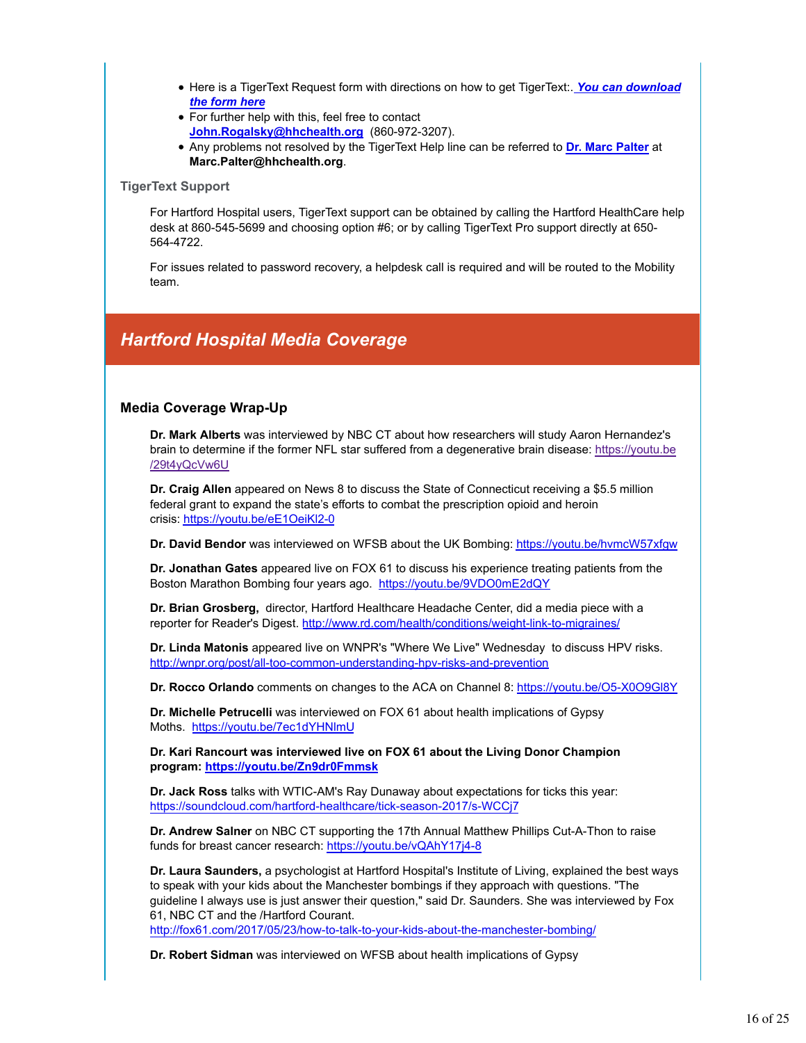- Here is a TigerText Request form with directions on how to get TigerText:. ***You can download the form here***
- For further help with this, feel free to contact **John.Rogalsky@hhchealth.org** (860-972-3207).
- Any problems not resolved by the TigerText Help line can be referred to **Dr. Marc Palter** at **Marc.Palter@hhchealth.org**.

### TigerText Support

For Hartford Hospital users, TigerText support can be obtained by calling the Hartford HealthCare help desk at 860-545-5699 and choosing option #6; or by calling TigerText Pro support directly at 650-564-4722.

For issues related to password recovery, a helpdesk call is required and will be routed to the Mobility team.

## *Hartford Hospital Media Coverage*

### Media Coverage Wrap-Up

**Dr. Mark Alberts** was interviewed by NBC CT about how researchers will study Aaron Hernandez's brain to determine if the former NFL star suffered from a degenerative brain disease: https://youtu.be/29t4yQcVw6U

**Dr. Craig Allen** appeared on News 8 to discuss the State of Connecticut receiving a $5.5 million federal grant to expand the state's efforts to combat the prescription opioid and heroin crisis: https://youtu.be/eE1OeiKl2-0

**Dr. David Bendor** was interviewed on WFSB about the UK Bombing: https://youtu.be/hvmcW57xfgw

**Dr. Jonathan Gates** appeared live on FOX 61 to discuss his experience treating patients from the Boston Marathon Bombing four years ago. https://youtu.be/9VDO0mE2dQY

**Dr. Brian Grosberg,** director, Hartford Healthcare Headache Center, did a media piece with a reporter for Reader's Digest. http://www.rd.com/health/conditions/weight-link-to-migraines/

**Dr. Linda Matonis** appeared live on WNPR's "Where We Live" Wednesday to discuss HPV risks. http://wnpr.org/post/all-too-common-understanding-hpv-risks-and-prevention

**Dr. Rocco Orlando** comments on changes to the ACA on Channel 8: https://youtu.be/O5-X0O9Gl8Y

**Dr. Michelle Petrucelli** was interviewed on FOX 61 about health implications of Gypsy Moths. https://youtu.be/7ec1dYHNlmU

**Dr. Kari Rancourt was interviewed live on FOX 61 about the Living Donor Champion program: https://youtu.be/Zn9dr0Fmmsk**

**Dr. Jack Ross** talks with WTIC-AM's Ray Dunaway about expectations for ticks this year: https://soundcloud.com/hartford-healthcare/tick-season-2017/s-WCCj7

**Dr. Andrew Salner** on NBC CT supporting the 17th Annual Matthew Phillips Cut-A-Thon to raise funds for breast cancer research: https://youtu.be/vQAhY17j4-8

**Dr. Laura Saunders,** a psychologist at Hartford Hospital's Institute of Living, explained the best ways to speak with your kids about the Manchester bombings if they approach with questions. "The guideline I always use is just answer their question," said Dr. Saunders. She was interviewed by Fox 61, NBC CT and the /Hartford Courant. http://fox61.com/2017/05/23/how-to-talk-to-your-kids-about-the-manchester-bombing/

**Dr. Robert Sidman** was interviewed on WFSB about health implications of Gypsy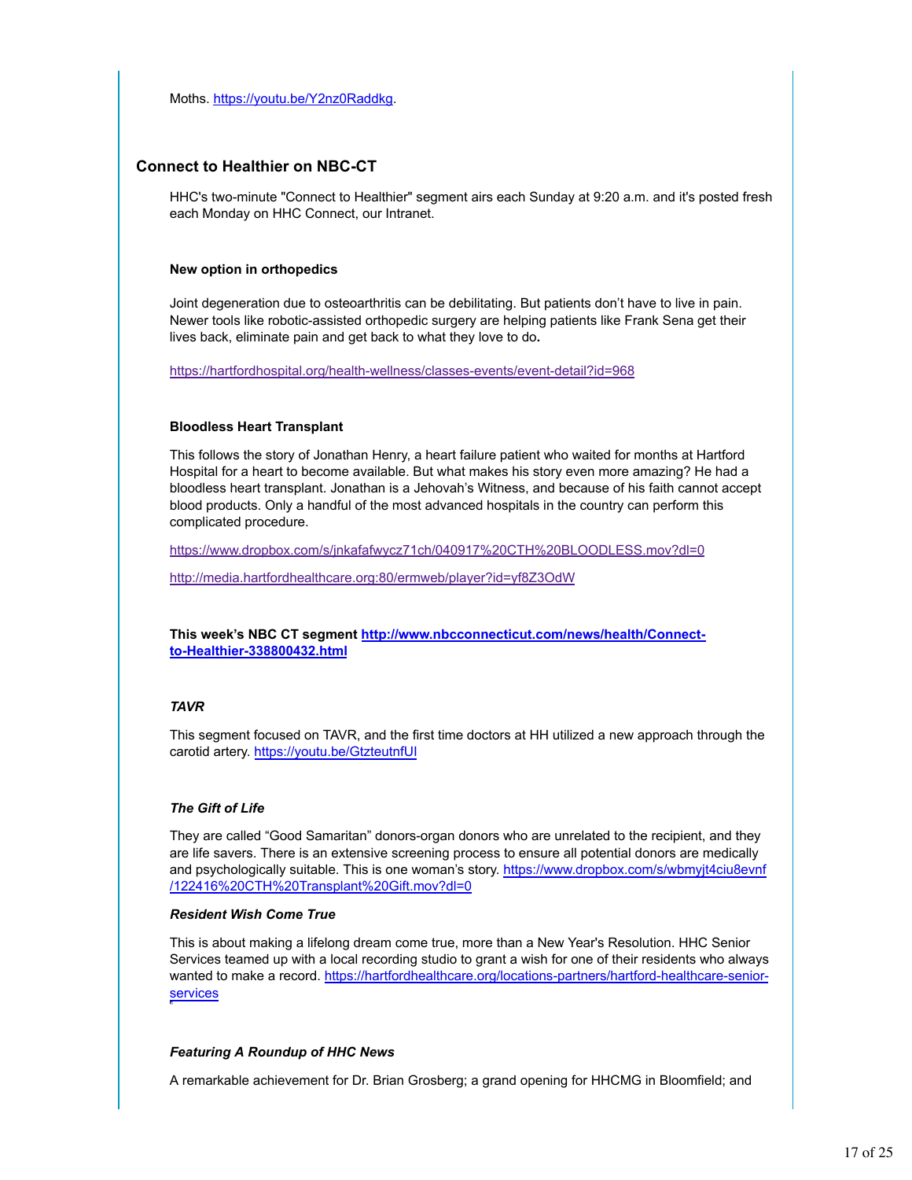Moths. https://youtu.be/Y2nz0Raddkg.

## Connect to Healthier on NBC-CT

HHC's two-minute "Connect to Healthier" segment airs each Sunday at 9:20 a.m. and it's posted fresh each Monday on HHC Connect, our Intranet.

**New option in orthopedics**

Joint degeneration due to osteoarthritis can be debilitating. But patients don't have to live in pain. Newer tools like robotic-assisted orthopedic surgery are helping patients like Frank Sena get their lives back, eliminate pain and get back to what they love to do**.**

https://hartfordhospital.org/health-wellness/classes-events/event-detail?id=968

**Bloodless Heart Transplant**

This follows the story of Jonathan Henry, a heart failure patient who waited for months at Hartford Hospital for a heart to become available. But what makes his story even more amazing? He had a bloodless heart transplant. Jonathan is a Jehovah's Witness, and because of his faith cannot accept blood products. Only a handful of the most advanced hospitals in the country can perform this complicated procedure.

https://www.dropbox.com/s/jnkafafwycz71ch/040917%20CTH%20BLOODLESS.mov?dl=0

http://media.hartfordhealthcare.org:80/ermweb/player?id=yf8Z3OdW

**This week's NBC CT segment http://www.nbcconnecticut.com/news/health/Connect-to-Healthier-338800432.html**

***TAVR***

This segment focused on TAVR, and the first time doctors at HH utilized a new approach through the carotid artery. https://youtu.be/GtzteutnfUI

***The Gift of Life***

They are called "Good Samaritan" donors-organ donors who are unrelated to the recipient, and they are life savers. There is an extensive screening process to ensure all potential donors are medically and psychologically suitable. This is one woman's story. https://www.dropbox.com/s/wbmyjt4ciu8evnf/122416%20CTH%20Transplant%20Gift.mov?dl=0

***Resident Wish Come True***

This is about making a lifelong dream come true, more than a New Year's Resolution. HHC Senior Services teamed up with a local recording studio to grant a wish for one of their residents who always wanted to make a record. https://hartfordhealthcare.org/locations-partners/hartford-healthcare-senior-services

***Featuring A Roundup of HHC News***

A remarkable achievement for Dr. Brian Grosberg; a grand opening for HHCMG in Bloomfield; and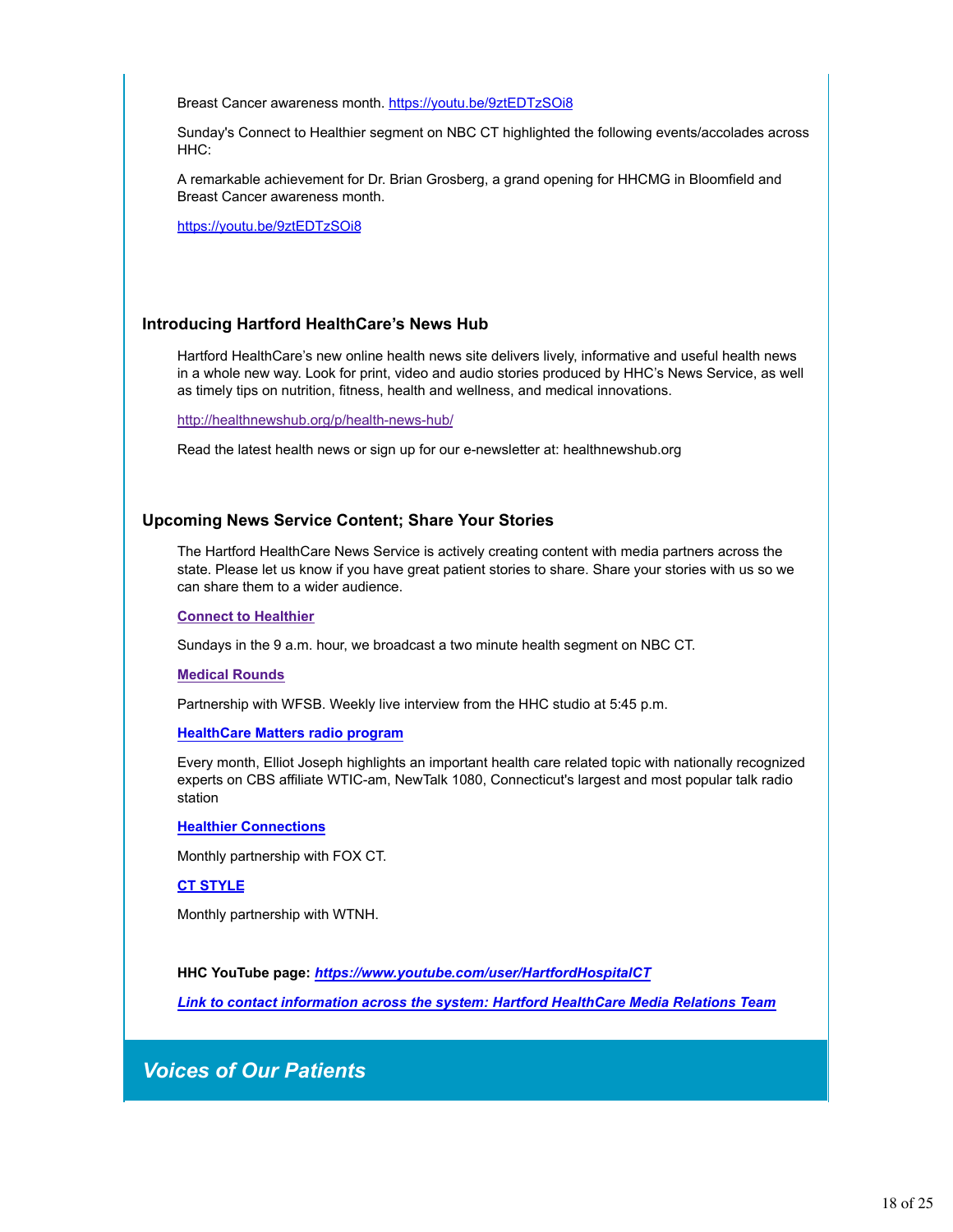Breast Cancer awareness month. https://youtu.be/9ztEDTzSOi8

Sunday's Connect to Healthier segment on NBC CT highlighted the following events/accolades across HHC:

A remarkable achievement for Dr. Brian Grosberg, a grand opening for HHCMG in Bloomfield and Breast Cancer awareness month.

https://youtu.be/9ztEDTzSOi8

### Introducing Hartford HealthCare's News Hub

Hartford HealthCare's new online health news site delivers lively, informative and useful health news in a whole new way. Look for print, video and audio stories produced by HHC's News Service, as well as timely tips on nutrition, fitness, health and wellness, and medical innovations.

http://healthnewshub.org/p/health-news-hub/

Read the latest health news or sign up for our e-newsletter at: healthnewshub.org

### Upcoming News Service Content; Share Your Stories

The Hartford HealthCare News Service is actively creating content with media partners across the state. Please let us know if you have great patient stories to share. Share your stories with us so we can share them to a wider audience.

**Connect to Healthier**

Sundays in the 9 a.m. hour, we broadcast a two minute health segment on NBC CT.

**Medical Rounds**

Partnership with WFSB. Weekly live interview from the HHC studio at 5:45 p.m.

**HealthCare Matters radio program**

Every month, Elliot Joseph highlights an important health care related topic with nationally recognized experts on CBS affiliate WTIC-am, NewTalk 1080, Connecticut's largest and most popular talk radio station

**Healthier Connections**

Monthly partnership with FOX CT.

**CT STYLE**

Monthly partnership with WTNH.

**HHC YouTube page:** ***https://www.youtube.com/user/HartfordHospitalCT***

***Link to contact information across the system: Hartford HealthCare Media Relations Team***

## *Voices of Our Patients*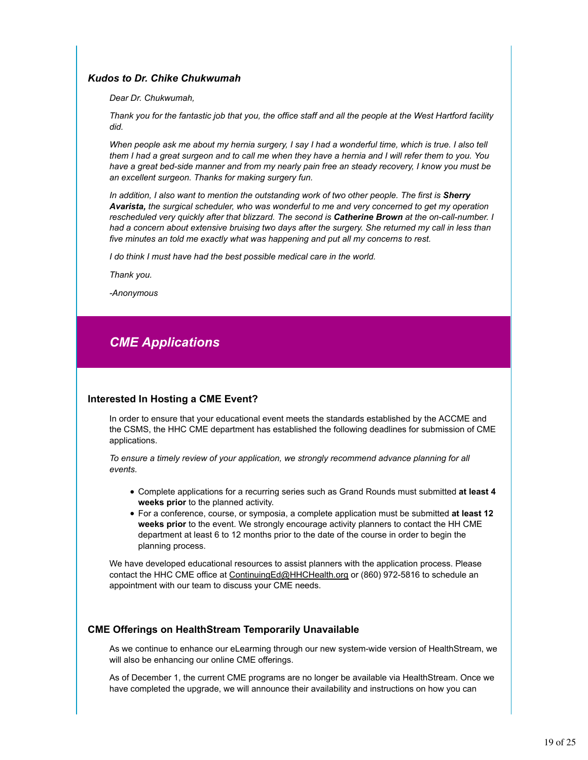### *Kudos to Dr. Chike Chukwumah*

*Dear Dr. Chukwumah,*

*Thank you for the fantastic job that you, the office staff and all the people at the West Hartford facility did.*

*When people ask me about my hernia surgery, I say I had a wonderful time, which is true. I also tell them I had a great surgeon and to call me when they have a hernia and I will refer them to you. You have a great bed-side manner and from my nearly pain free an steady recovery, I know you must be an excellent surgeon. Thanks for making surgery fun.*

*In addition, I also want to mention the outstanding work of two other people. The first is **Sherry Avarista,** the surgical scheduler, who was wonderful to me and very concerned to get my operation rescheduled very quickly after that blizzard. The second is **Catherine Brown** at the on-call-number. I had a concern about extensive bruising two days after the surgery. She returned my call in less than five minutes an told me exactly what was happening and put all my concerns to rest.*

*I do think I must have had the best possible medical care in the world.*

*Thank you.*

*-Anonymous*

## *CME Applications*

### Interested In Hosting a CME Event?

In order to ensure that your educational event meets the standards established by the ACCME and the CSMS, the HHC CME department has established the following deadlines for submission of CME applications.

*To ensure a timely review of your application, we strongly recommend advance planning for all events.*

- Complete applications for a recurring series such as Grand Rounds must submitted **at least 4 weeks prior** to the planned activity.
- For a conference, course, or symposia, a complete application must be submitted **at least 12 weeks prior** to the event. We strongly encourage activity planners to contact the HH CME department at least 6 to 12 months prior to the date of the course in order to begin the planning process.

We have developed educational resources to assist planners with the application process. Please contact the HHC CME office at ContinuingEd@HHCHealth.org or (860) 972-5816 to schedule an appointment with our team to discuss your CME needs.

### CME Offerings on HealthStream Temporarily Unavailable

As we continue to enhance our eLearning through our new system-wide version of HealthStream, we will also be enhancing our online CME offerings.

As of December 1, the current CME programs are no longer be available via HealthStream. Once we have completed the upgrade, we will announce their availability and instructions on how you can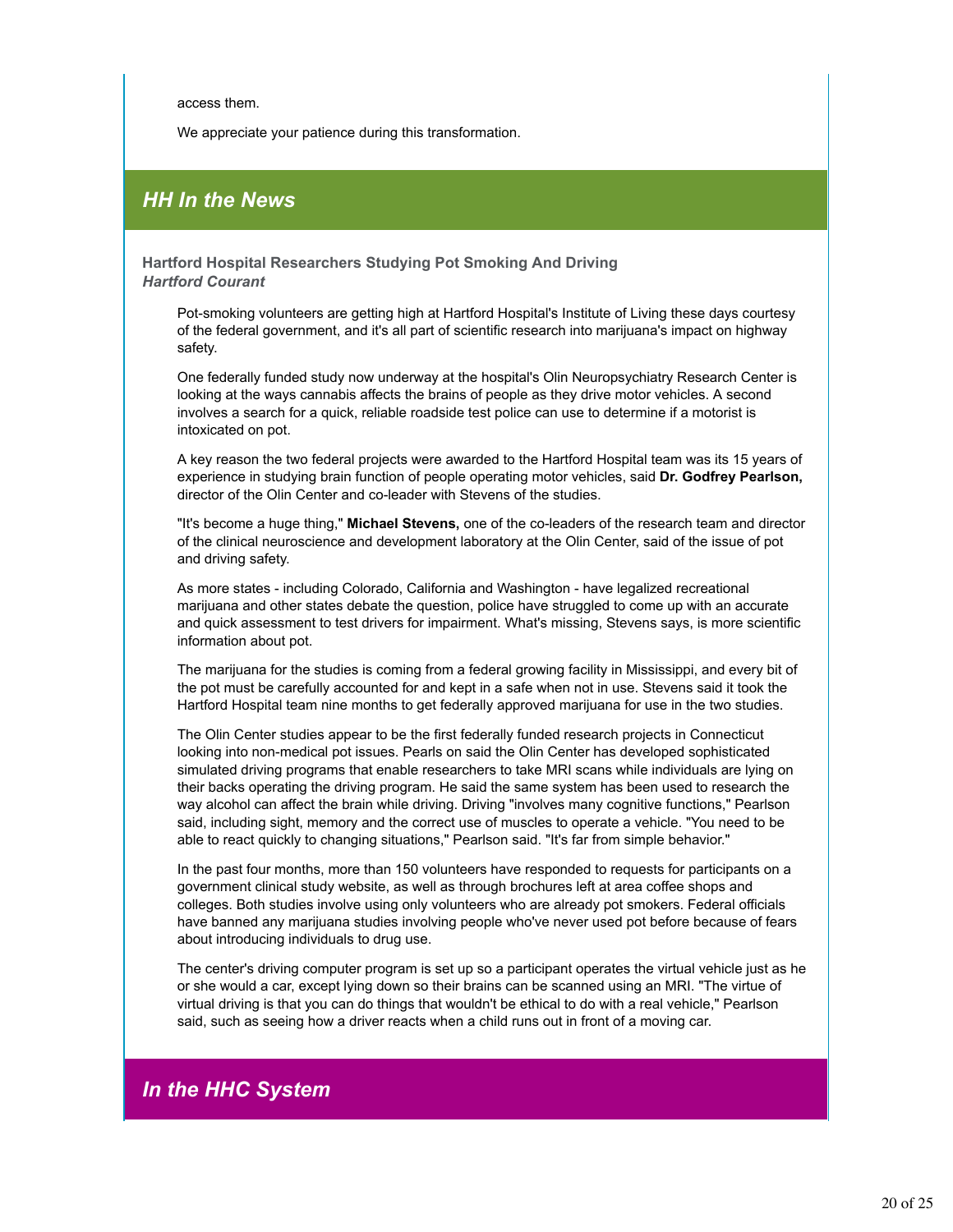access them.

We appreciate your patience during this transformation.

## *HH In the News*

**Hartford Hospital Researchers Studying Pot Smoking And Driving**
***Hartford Courant***

Pot-smoking volunteers are getting high at Hartford Hospital's Institute of Living these days courtesy of the federal government, and it's all part of scientific research into marijuana's impact on highway safety.

One federally funded study now underway at the hospital's Olin Neuropsychiatry Research Center is looking at the ways cannabis affects the brains of people as they drive motor vehicles. A second involves a search for a quick, reliable roadside test police can use to determine if a motorist is intoxicated on pot.

A key reason the two federal projects were awarded to the Hartford Hospital team was its 15 years of experience in studying brain function of people operating motor vehicles, said **Dr. Godfrey Pearlson,** director of the Olin Center and co-leader with Stevens of the studies.

"It's become a huge thing," **Michael Stevens,** one of the co-leaders of the research team and director of the clinical neuroscience and development laboratory at the Olin Center, said of the issue of pot and driving safety.

As more states - including Colorado, California and Washington - have legalized recreational marijuana and other states debate the question, police have struggled to come up with an accurate and quick assessment to test drivers for impairment. What's missing, Stevens says, is more scientific information about pot.

The marijuana for the studies is coming from a federal growing facility in Mississippi, and every bit of the pot must be carefully accounted for and kept in a safe when not in use. Stevens said it took the Hartford Hospital team nine months to get federally approved marijuana for use in the two studies.

The Olin Center studies appear to be the first federally funded research projects in Connecticut looking into non-medical pot issues. Pearls on said the Olin Center has developed sophisticated simulated driving programs that enable researchers to take MRI scans while individuals are lying on their backs operating the driving program. He said the same system has been used to research the way alcohol can affect the brain while driving. Driving "involves many cognitive functions," Pearlson said, including sight, memory and the correct use of muscles to operate a vehicle. "You need to be able to react quickly to changing situations," Pearlson said. "It's far from simple behavior."

In the past four months, more than 150 volunteers have responded to requests for participants on a government clinical study website, as well as through brochures left at area coffee shops and colleges. Both studies involve using only volunteers who are already pot smokers. Federal officials have banned any marijuana studies involving people who've never used pot before because of fears about introducing individuals to drug use.

The center's driving computer program is set up so a participant operates the virtual vehicle just as he or she would a car, except lying down so their brains can be scanned using an MRI. "The virtue of virtual driving is that you can do things that wouldn't be ethical to do with a real vehicle," Pearlson said, such as seeing how a driver reacts when a child runs out in front of a moving car.

## *In the HHC System*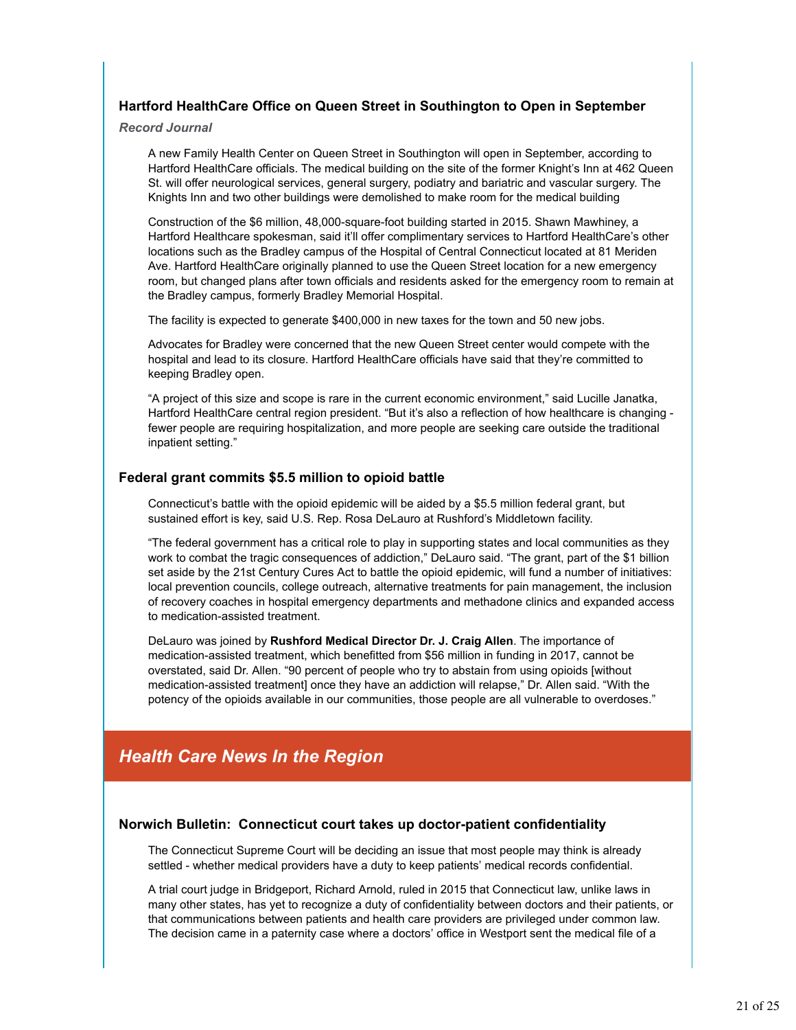### Hartford HealthCare Office on Queen Street in Southington to Open in September

***Record Journal***

A new Family Health Center on Queen Street in Southington will open in September, according to Hartford HealthCare officials. The medical building on the site of the former Knight's Inn at 462 Queen St. will offer neurological services, general surgery, podiatry and bariatric and vascular surgery. The Knights Inn and two other buildings were demolished to make room for the medical building

Construction of the $6 million, 48,000-square-foot building started in 2015. Shawn Mawhiney, a Hartford Healthcare spokesman, said it'll offer complimentary services to Hartford HealthCare's other locations such as the Bradley campus of the Hospital of Central Connecticut located at 81 Meriden Ave. Hartford HealthCare originally planned to use the Queen Street location for a new emergency room, but changed plans after town officials and residents asked for the emergency room to remain at the Bradley campus, formerly Bradley Memorial Hospital.

The facility is expected to generate $400,000 in new taxes for the town and 50 new jobs.

Advocates for Bradley were concerned that the new Queen Street center would compete with the hospital and lead to its closure. Hartford HealthCare officials have said that they're committed to keeping Bradley open.

"A project of this size and scope is rare in the current economic environment," said Lucille Janatka, Hartford HealthCare central region president. "But it's also a reflection of how healthcare is changing - fewer people are requiring hospitalization, and more people are seeking care outside the traditional inpatient setting."

### Federal grant commits $5.5 million to opioid battle

Connecticut's battle with the opioid epidemic will be aided by a $5.5 million federal grant, but sustained effort is key, said U.S. Rep. Rosa DeLauro at Rushford's Middletown facility.

"The federal government has a critical role to play in supporting states and local communities as they work to combat the tragic consequences of addiction," DeLauro said. "The grant, part of the $1 billion set aside by the 21st Century Cures Act to battle the opioid epidemic, will fund a number of initiatives: local prevention councils, college outreach, alternative treatments for pain management, the inclusion of recovery coaches in hospital emergency departments and methadone clinics and expanded access to medication-assisted treatment.

DeLauro was joined by **Rushford Medical Director Dr. J. Craig Allen**. The importance of medication-assisted treatment, which benefitted from $56 million in funding in 2017, cannot be overstated, said Dr. Allen. "90 percent of people who try to abstain from using opioids [without medication-assisted treatment] once they have an addiction will relapse," Dr. Allen said. "With the potency of the opioids available in our communities, those people are all vulnerable to overdoses."

## *Health Care News In the Region*

### Norwich Bulletin: Connecticut court takes up doctor-patient confidentiality

The Connecticut Supreme Court will be deciding an issue that most people may think is already settled - whether medical providers have a duty to keep patients' medical records confidential.

A trial court judge in Bridgeport, Richard Arnold, ruled in 2015 that Connecticut law, unlike laws in many other states, has yet to recognize a duty of confidentiality between doctors and their patients, or that communications between patients and health care providers are privileged under common law. The decision came in a paternity case where a doctors' office in Westport sent the medical file of a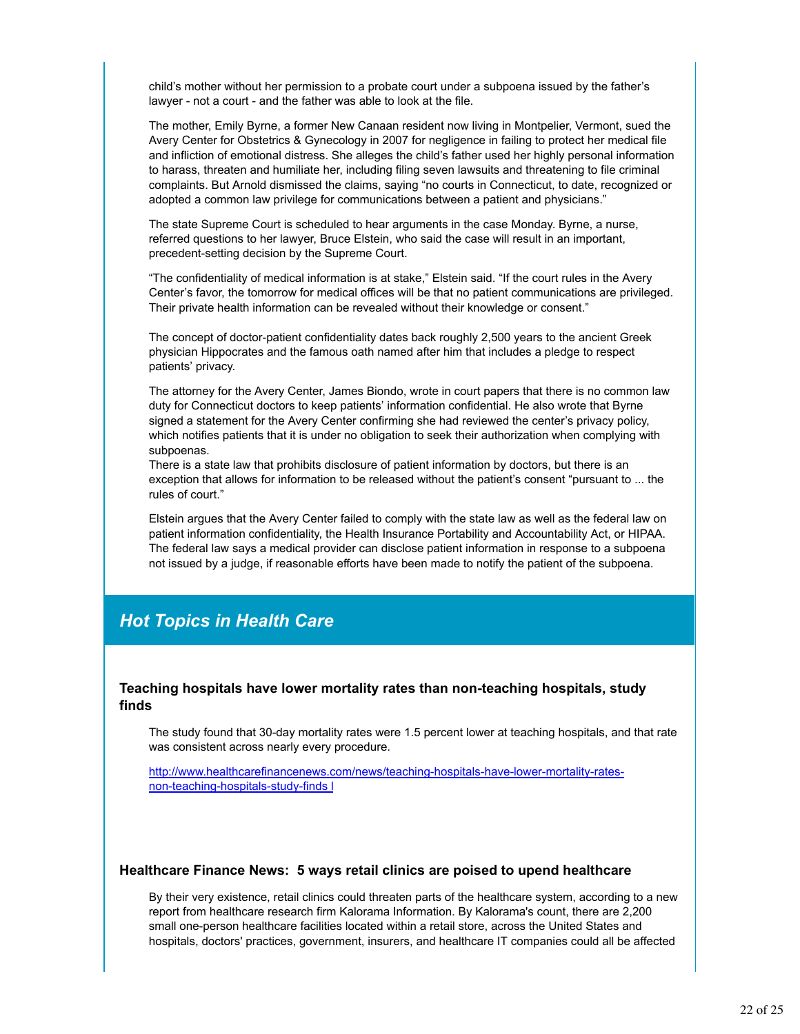child's mother without her permission to a probate court under a subpoena issued by the father's lawyer - not a court - and the father was able to look at the file.

The mother, Emily Byrne, a former New Canaan resident now living in Montpelier, Vermont, sued the Avery Center for Obstetrics & Gynecology in 2007 for negligence in failing to protect her medical file and infliction of emotional distress. She alleges the child's father used her highly personal information to harass, threaten and humiliate her, including filing seven lawsuits and threatening to file criminal complaints. But Arnold dismissed the claims, saying "no courts in Connecticut, to date, recognized or adopted a common law privilege for communications between a patient and physicians."

The state Supreme Court is scheduled to hear arguments in the case Monday. Byrne, a nurse, referred questions to her lawyer, Bruce Elstein, who said the case will result in an important, precedent-setting decision by the Supreme Court.

"The confidentiality of medical information is at stake," Elstein said. "If the court rules in the Avery Center's favor, the tomorrow for medical offices will be that no patient communications are privileged. Their private health information can be revealed without their knowledge or consent."

The concept of doctor-patient confidentiality dates back roughly 2,500 years to the ancient Greek physician Hippocrates and the famous oath named after him that includes a pledge to respect patients' privacy.

The attorney for the Avery Center, James Biondo, wrote in court papers that there is no common law duty for Connecticut doctors to keep patients' information confidential. He also wrote that Byrne signed a statement for the Avery Center confirming she had reviewed the center's privacy policy, which notifies patients that it is under no obligation to seek their authorization when complying with subpoenas.

There is a state law that prohibits disclosure of patient information by doctors, but there is an exception that allows for information to be released without the patient's consent "pursuant to ... the rules of court."

Elstein argues that the Avery Center failed to comply with the state law as well as the federal law on patient information confidentiality, the Health Insurance Portability and Accountability Act, or HIPAA. The federal law says a medical provider can disclose patient information in response to a subpoena not issued by a judge, if reasonable efforts have been made to notify the patient of the subpoena.

## *Hot Topics in Health Care*

### Teaching hospitals have lower mortality rates than non-teaching hospitals, study finds

The study found that 30-day mortality rates were 1.5 percent lower at teaching hospitals, and that rate was consistent across nearly every procedure.

http://www.healthcarefinancenews.com/news/teaching-hospitals-have-lower-mortality-rates-non-teaching-hospitals-study-finds l

### Healthcare Finance News: 5 ways retail clinics are poised to upend healthcare

By their very existence, retail clinics could threaten parts of the healthcare system, according to a new report from healthcare research firm Kalorama Information. By Kalorama's count, there are 2,200 small one-person healthcare facilities located within a retail store, across the United States and hospitals, doctors' practices, government, insurers, and healthcare IT companies could all be affected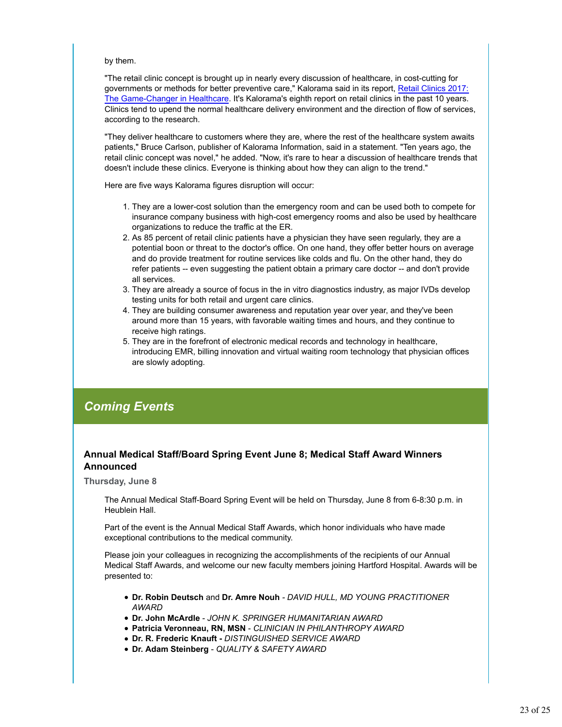by them.

"The retail clinic concept is brought up in nearly every discussion of healthcare, in cost-cutting for governments or methods for better preventive care," Kalorama said in its report, Retail Clinics 2017: The Game-Changer in Healthcare. It's Kalorama's eighth report on retail clinics in the past 10 years. Clinics tend to upend the normal healthcare delivery environment and the direction of flow of services, according to the research.

"They deliver healthcare to customers where they are, where the rest of the healthcare system awaits patients," Bruce Carlson, publisher of Kalorama Information, said in a statement. "Ten years ago, the retail clinic concept was novel," he added. "Now, it's rare to hear a discussion of healthcare trends that doesn't include these clinics. Everyone is thinking about how they can align to the trend."

Here are five ways Kalorama figures disruption will occur:

1. They are a lower-cost solution than the emergency room and can be used both to compete for insurance company business with high-cost emergency rooms and also be used by healthcare organizations to reduce the traffic at the ER.
2. As 85 percent of retail clinic patients have a physician they have seen regularly, they are a potential boon or threat to the doctor's office. On one hand, they offer better hours on average and do provide treatment for routine services like colds and flu. On the other hand, they do refer patients -- even suggesting the patient obtain a primary care doctor -- and don't provide all services.
3. They are already a source of focus in the in vitro diagnostics industry, as major IVDs develop testing units for both retail and urgent care clinics.
4. They are building consumer awareness and reputation year over year, and they've been around more than 15 years, with favorable waiting times and hours, and they continue to receive high ratings.
5. They are in the forefront of electronic medical records and technology in healthcare, introducing EMR, billing innovation and virtual waiting room technology that physician offices are slowly adopting.

## *Coming Events*

### Annual Medical Staff/Board Spring Event June 8; Medical Staff Award Winners Announced

**Thursday, June 8**

The Annual Medical Staff-Board Spring Event will be held on Thursday, June 8 from 6-8:30 p.m. in Heublein Hall.

Part of the event is the Annual Medical Staff Awards, which honor individuals who have made exceptional contributions to the medical community.

Please join your colleagues in recognizing the accomplishments of the recipients of our Annual Medical Staff Awards, and welcome our new faculty members joining Hartford Hospital. Awards will be presented to:

- **Dr. Robin Deutsch** and **Dr. Amre Nouh** - *DAVID HULL, MD YOUNG PRACTITIONER AWARD*
- **Dr. John McArdle** - *JOHN K. SPRINGER HUMANITARIAN AWARD*
- **Patricia Veronneau, RN, MSN** - *CLINICIAN IN PHILANTHROPY AWARD*
- **Dr. R. Frederic Knauft -** *DISTINGUISHED SERVICE AWARD*
- **Dr. Adam Steinberg** - *QUALITY & SAFETY AWARD*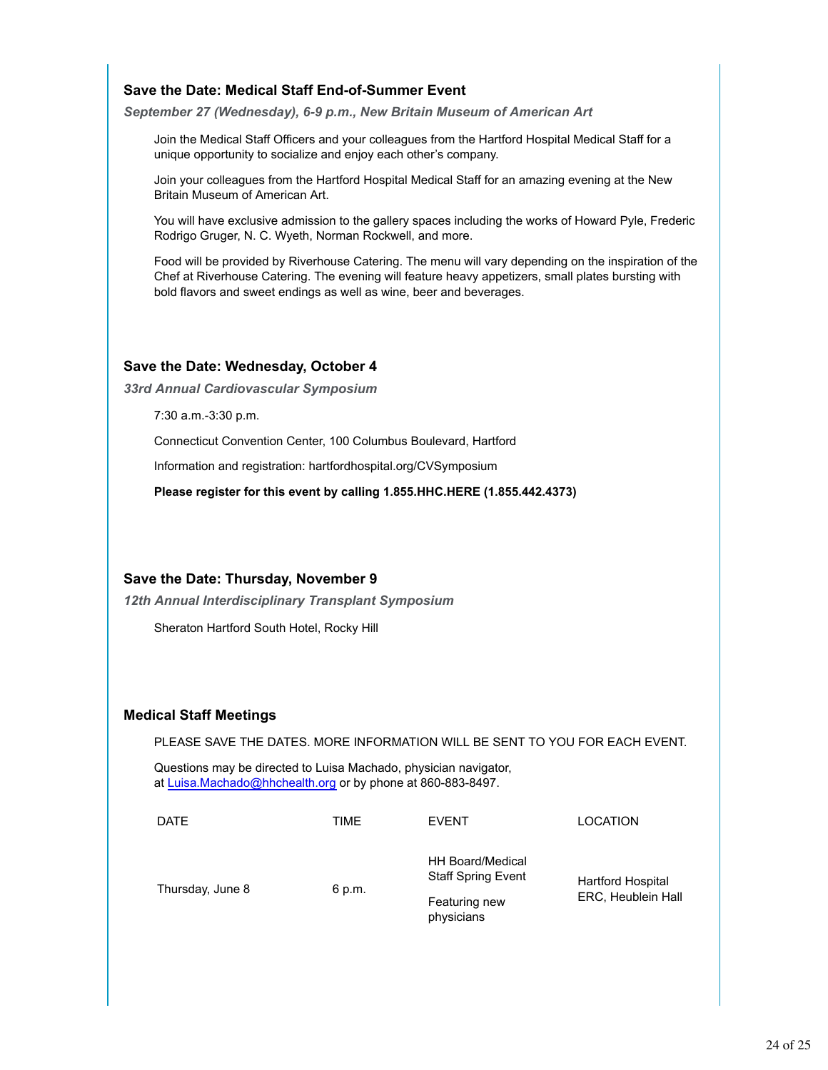### Save the Date: Medical Staff End-of-Summer Event

***September 27 (Wednesday), 6-9 p.m., New Britain Museum of American Art***

Join the Medical Staff Officers and your colleagues from the Hartford Hospital Medical Staff for a unique opportunity to socialize and enjoy each other's company.

Join your colleagues from the Hartford Hospital Medical Staff for an amazing evening at the New Britain Museum of American Art.

You will have exclusive admission to the gallery spaces including the works of Howard Pyle, Frederic Rodrigo Gruger, N. C. Wyeth, Norman Rockwell, and more.

Food will be provided by Riverhouse Catering. The menu will vary depending on the inspiration of the Chef at Riverhouse Catering. The evening will feature heavy appetizers, small plates bursting with bold flavors and sweet endings as well as wine, beer and beverages.

### Save the Date: Wednesday, October 4

***33rd Annual Cardiovascular Symposium***

7:30 a.m.-3:30 p.m.

Connecticut Convention Center, 100 Columbus Boulevard, Hartford

Information and registration: hartfordhospital.org/CVSymposium

**Please register for this event by calling 1.855.HHC.HERE (1.855.442.4373)**

### Save the Date: Thursday, November 9

***12th Annual Interdisciplinary Transplant Symposium***

Sheraton Hartford South Hotel, Rocky Hill

### Medical Staff Meetings

PLEASE SAVE THE DATES. MORE INFORMATION WILL BE SENT TO YOU FOR EACH EVENT.

Questions may be directed to Luisa Machado, physician navigator, at [Luisa.Machado@hhchealth.org](mailto:Luisa.Machado@hhchealth.org) or by phone at 860-883-8497.

| DATE | TIME | EVENT | LOCATION |
|---|---|---|---|
| Thursday, June 8 | 6 p.m. | HH Board/Medical Staff Spring Event<br><br>Featuring new physicians | Hartford Hospital ERC, Heublein Hall |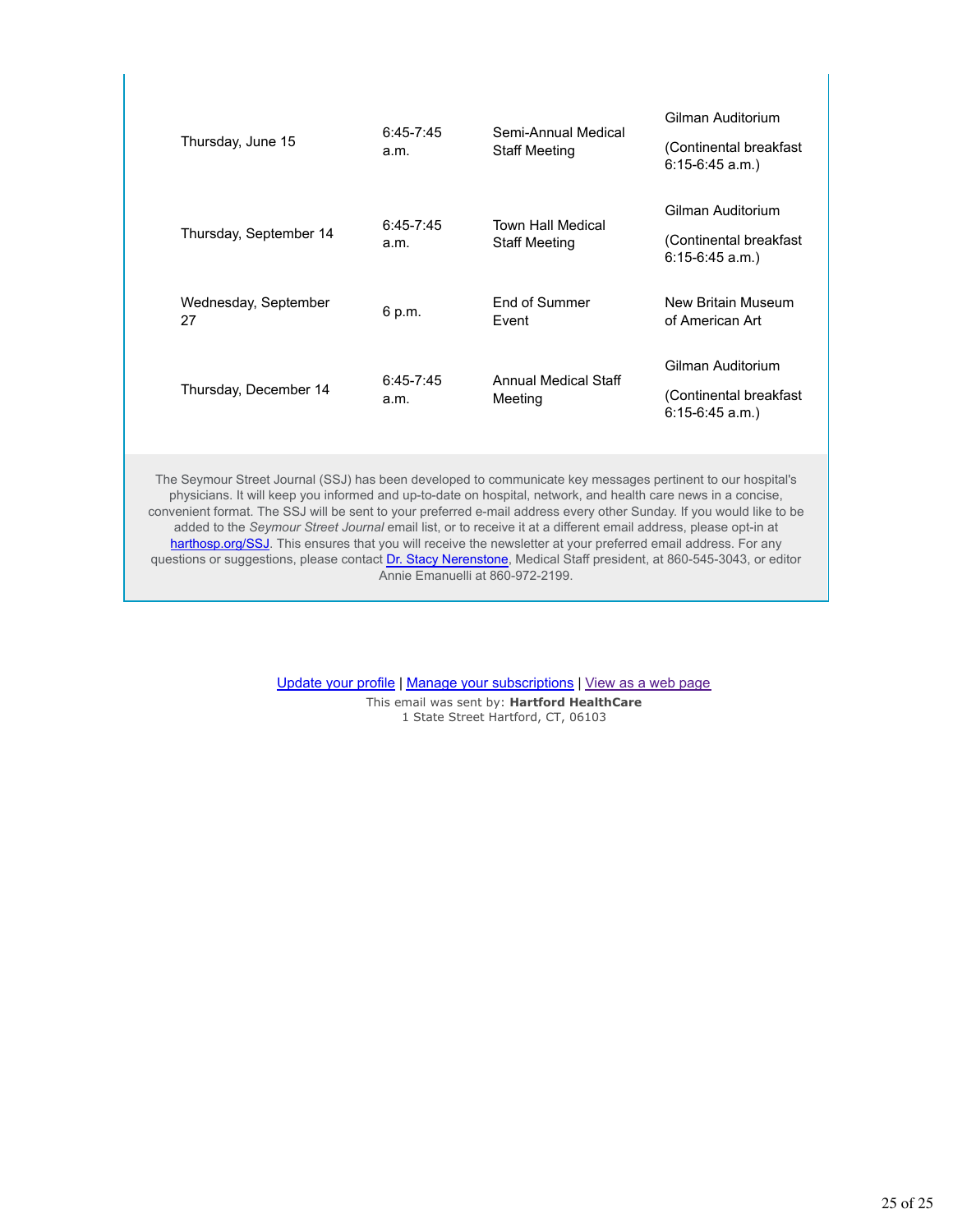| | | | |
|---|---|---|---|
| Thursday, June 15 | 6:45-7:45 a.m. | Semi-Annual Medical Staff Meeting | Gilman Auditorium<br><br>(Continental breakfast 6:15-6:45 a.m.) |
| Thursday, September 14 | 6:45-7:45 a.m. | Town Hall Medical Staff Meeting | Gilman Auditorium<br><br>(Continental breakfast 6:15-6:45 a.m.) |
| Wednesday, September 27 | 6 p.m. | End of Summer Event | New Britain Museum of American Art |
| Thursday, December 14 | 6:45-7:45 a.m. | Annual Medical Staff Meeting | Gilman Auditorium<br><br>(Continental breakfast 6:15-6:45 a.m.) |

The Seymour Street Journal (SSJ) has been developed to communicate key messages pertinent to our hospital's physicians. It will keep you informed and up-to-date on hospital, network, and health care news in a concise, convenient format. The SSJ will be sent to your preferred e-mail address every other Sunday. If you would like to be added to the *Seymour Street Journal* email list, or to receive it at a different email address, please opt-in at harthosp.org/SSJ. This ensures that you will receive the newsletter at your preferred email address. For any questions or suggestions, please contact Dr. Stacy Nerenstone, Medical Staff president, at 860-545-3043, or editor Annie Emanuelli at 860-972-2199.

Update your profile | Manage your subscriptions | View as a web page

This email was sent by: **Hartford HealthCare**
1 State Street Hartford, CT, 06103